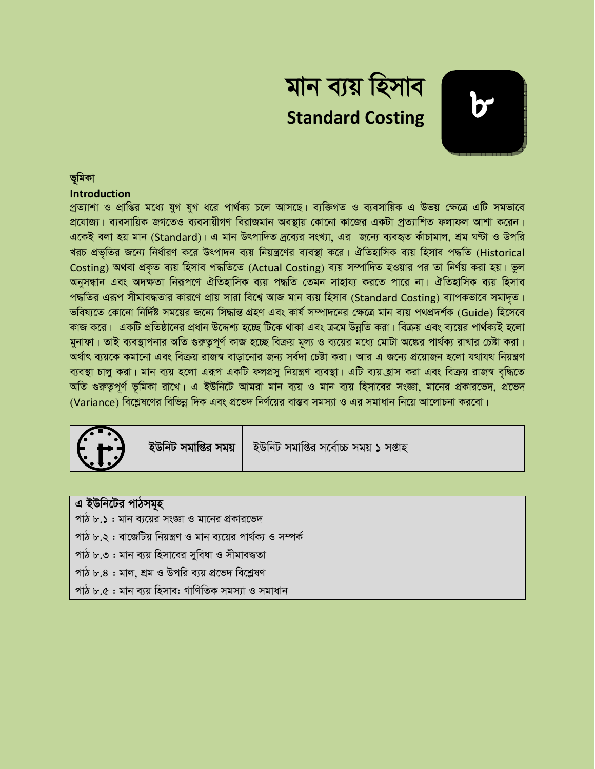# মান ব্যয় হিসাব
## Standard Costing

৮

### ভূমিকা
### Introduction

প্রত্যাশা ও প্রাপ্তির মধ্যে যুগ যুগ ধরে পার্থক্য চলে আসছে। ব্যক্তিগত ও ব্যবসায়িক এ উভয় ক্ষেত্রে এটি সমভাবে প্রযোজ্য। ব্যবসায়িক জগতেও ব্যবসায়ীগণ বিরাজমান অবস্থায় কোনো কাজের একটা প্রত্যাশিত ফলাফল আশা করেন। একেই বলা হয় মান (Standard)। এ মান উৎপাদিত দ্রব্যের সংখ্যা, এর জন্যে ব্যবহৃত কাঁচামাল, শ্রম ঘন্টা ও উপরি খরচ প্রভৃতির জন্যে নির্ধারণ করে উৎপাদন ব্যয় নিয়ন্ত্রণের ব্যবস্থা করে। ঐতিহাসিক ব্যয় হিসাব পদ্ধতি (Historical Costing) অথবা প্রকৃত ব্যয় হিসাব পদ্ধতিতে (Actual Costing) ব্যয় সম্পাদিত হওয়ার পর তা নির্ণয় করা হয়। ভুল অনুসন্ধান এবং অদক্ষতা নিরূপণে ঐতিহাসিক ব্যয় পদ্ধতি তেমন সাহায্য করতে পারে না। ঐতিহাসিক ব্যয় হিসাব পদ্ধতির এরূপ সীমাবদ্ধতার কারণে প্রায় সারা বিশ্বে আজ মান ব্যয় হিসাব (Standard Costing) ব্যাপকভাবে সমাদৃত। ভবিষ্যতে কোনো নির্দিষ্ট সময়ের জন্যে সিদ্ধান্ত গ্রহণ এবং কার্য সম্পাদনের ক্ষেত্রে মান ব্যয় পথপ্রদর্শক (Guide) হিসেবে কাজ করে। একটি প্রতিষ্ঠানের প্রধান উদ্দেশ্য হচ্ছে টিকে থাকা এবং ক্রমে উন্নতি করা। বিক্রয় এবং ব্যয়ের পার্থক্যই হলো মুনাফা। তাই ব্যবস্থাপনার অতি গুরুত্বপূর্ণ কাজ হচ্ছে বিক্রয় মূল্য ও ব্যয়ের মধ্যে মোটা অঙ্কের পার্থক্য রাখার চেষ্টা করা। অর্থাৎ ব্যয়কে কমানো এবং বিক্রয় রাজস্ব বাড়ানোর জন্য সর্বদা চেষ্টা করা। আর এ জন্যে প্রয়োজন হলো যথাযথ নিয়ন্ত্রণ ব্যবস্থা চালু করা। মান ব্যয় হলো এরূপ একটি ফলপ্রসু নিয়ন্ত্রণ ব্যবস্থা। এটি ব্যয় হ্রাস করা এবং বিক্রয় রাজস্ব বৃদ্ধিতে অতি গুরুত্বপূর্ণ ভূমিকা রাখে। এ ইউনিটে আমরা মান ব্যয় ও মান ব্যয় হিসাবের সংজ্ঞা, মানের প্রকারভেদ, প্রভেদ (Variance) বিশ্লেষণের বিভিন্ন দিক এবং প্রভেদ নির্ণয়ের বাস্তব সমস্যা ও এর সমাধান নিয়ে আলোচনা করবো।

| **ইউনিট সমাপ্তির সময়** | ইউনিট সমাপ্তির সর্বোচ্চ সময় ১ সপ্তাহ |
|---|---|

**এ ইউনিটের পাঠসমূহ**

পাঠ ৮.১ : মান ব্যয়ের সংজ্ঞা ও মানের প্রকারভেদ
পাঠ ৮.২ : বাজেটিয় নিয়ন্ত্রণ ও মান ব্যয়ের পার্থক্য ও সম্পর্ক
পাঠ ৮.৩ : মান ব্যয় হিসাবের সুবিধা ও সীমাবদ্ধতা
পাঠ ৮.৪ : মাল, শ্রম ও উপরি ব্যয় প্রভেদ বিশ্লেষণ
পাঠ ৮.৫ : মান ব্যয় হিসাব: গাণিতিক সমস্যা ও সমাধান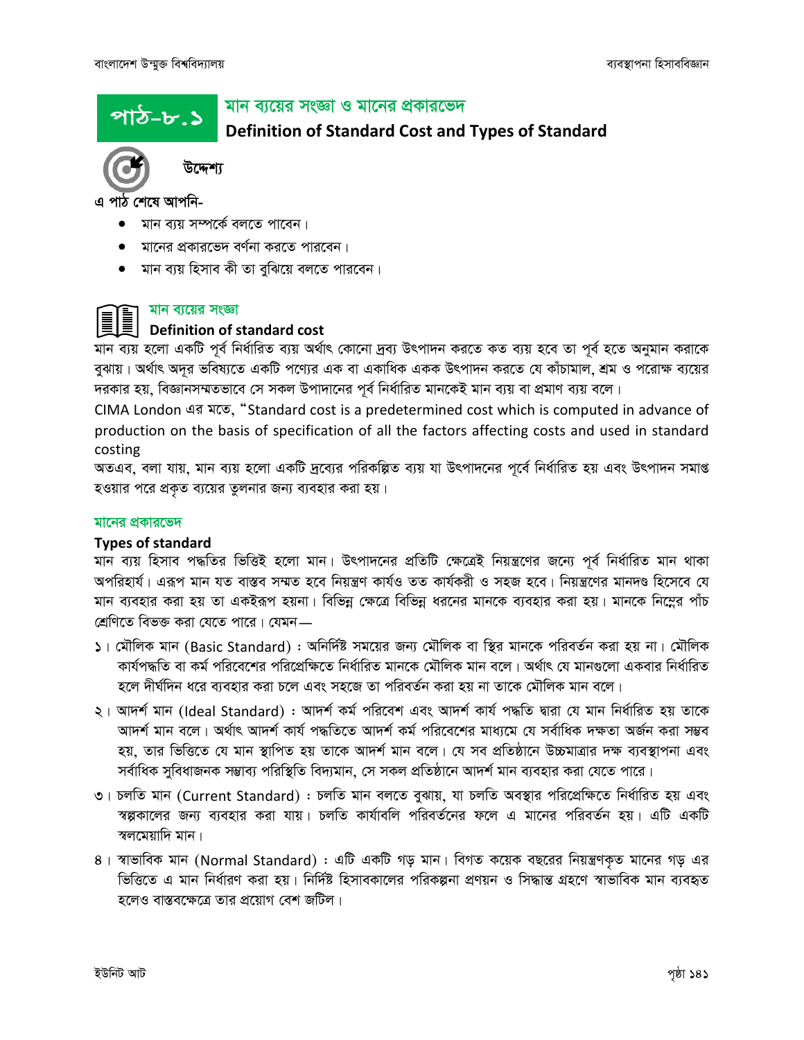# পাঠ-৮.১ মান ব্যয়ের সংজ্ঞা ও মানের প্রকারভেদ

## Definition of Standard Cost and Types of Standard

**উদ্দেশ্য**

**এ পাঠ শেষে আপনি-**

- মান ব্যয় সম্পর্কে বলতে পাবেন।
- মানের প্রকারভেদ বর্ণনা করতে পারবেন।
- মান ব্যয় হিসাব কী তা বুঝিয়ে বলতে পারবেন।

### মান ব্যয়ের সংজ্ঞা

### Definition of standard cost

মান ব্যয় হলো একটি পূর্ব নির্ধারিত ব্যয় অর্থাৎ কোনো দ্রব্য উৎপাদন করতে কত ব্যয় হবে তা পূর্ব হতে অনুমান করাকে বুঝায়। অর্থাৎ অদূর ভবিষ্যতে একটি পণ্যের এক বা একাধিক একক উৎপাদন করতে যে কাঁচামাল, শ্রম ও পরোক্ষ ব্যয়ের দরকার হয়, বিজ্ঞানসম্মতভাবে সে সকল উপাদানের পূর্ব নির্ধারিত মানকেই মান ব্যয় বা প্রমাণ ব্যয় বলে।

CIMA London এর মতে, "Standard cost is a predetermined cost which is computed in advance of production on the basis of specification of all the factors affecting costs and used in standard costing

অতএব, বলা যায়, মান ব্যয় হলো একটি দ্রব্যের পরিকল্পিত ব্যয় যা উৎপাদনের পূর্বে নির্ধারিত হয় এবং উৎপাদন সমাপ্ত হওয়ার পরে প্রকৃত ব্যয়ের তুলনার জন্য ব্যবহার করা হয়।

### মানের প্রকারভেদ

### Types of standard

মান ব্যয় হিসাব পদ্ধতির ভিত্তিই হলো মান। উৎপাদনের প্রতিটি ক্ষেত্রেই নিয়ন্ত্রণের জন্যে পূর্ব নির্ধারিত মান থাকা অপরিহার্য। এরূপ মান যত বাস্তব সম্মত হবে নিয়ন্ত্রণ কার্যও তত কার্যকরী ও সহজ হবে। নিয়ন্ত্রণের মানদণ্ড হিসেবে যে মান ব্যবহার করা হয় তা একইরূপ হয়না। বিভিন্ন ক্ষেত্রে বিভিন্ন ধরনের মানকে ব্যবহার করা হয়। মানকে নিম্নের পাঁচ শ্রেণিতে বিভক্ত করা যেতে পারে। যেমন—

১। মৌলিক মান (Basic Standard) : অনির্দিষ্ট সময়ের জন্য মৌলিক বা স্থির মানকে পরিবর্তন করা হয় না। মৌলিক কার্যপদ্ধতি বা কর্ম পরিবেশের পরিপ্রেক্ষিতে নির্ধারিত মানকে মৌলিক মান বলে। অর্থাৎ যে মানগুলো একবার নির্ধারিত হলে দীর্ঘদিন ধরে ব্যবহার করা চলে এবং সহজে তা পরিবর্তন করা হয় না তাকে মৌলিক মান বলে।

২। আদর্শ মান (Ideal Standard) : আদর্শ কর্ম পরিবেশ এবং আদর্শ কার্য পদ্ধতি দ্বারা যে মান নির্ধারিত হয় তাকে আদর্শ মান বলে। অর্থাৎ আদর্শ কার্য পদ্ধতিতে আদর্শ কর্ম পরিবেশের মাধ্যমে যে সর্বাধিক দক্ষতা অর্জন করা সম্ভব হয়, তার ভিত্তিতে যে মান স্থাপিত হয় তাকে আদর্শ মান বলে। যে সব প্রতিষ্ঠানে উচ্চমাত্রার দক্ষ ব্যবস্থাপনা এবং সর্বাধিক সুবিধাজনক সম্ভাব্য পরিস্থিতি বিদ্যমান, সে সকল প্রতিষ্ঠানে আদর্শ মান ব্যবহার করা যেতে পারে।

৩। চলতি মান (Current Standard) : চলতি মান বলতে বুঝায়, যা চলতি অবস্থার পরিপ্রেক্ষিতে নির্ধারিত হয় এবং স্বল্পকালের জন্য ব্যবহার করা যায়। চলতি কার্যাবলি পরিবর্তনের ফলে এ মানের পরিবর্তন হয়। এটি একটি স্বলমেয়াদি মান।

৪। স্বাভাবিক মান (Normal Standard) : এটি একটি গড় মান। বিগত কয়েক বছরের নিয়ন্ত্রণকৃত মানের গড় এর ভিত্তিতে এ মান নির্ধারণ করা হয়। নির্দিষ্ট হিসাবকালের পরিকল্পনা প্রণয়ন ও সিদ্ধান্ত গ্রহণে স্বাভাবিক মান ব্যবহৃত হলেও বাস্তবক্ষেত্রে তার প্রয়োগ বেশ জটিল।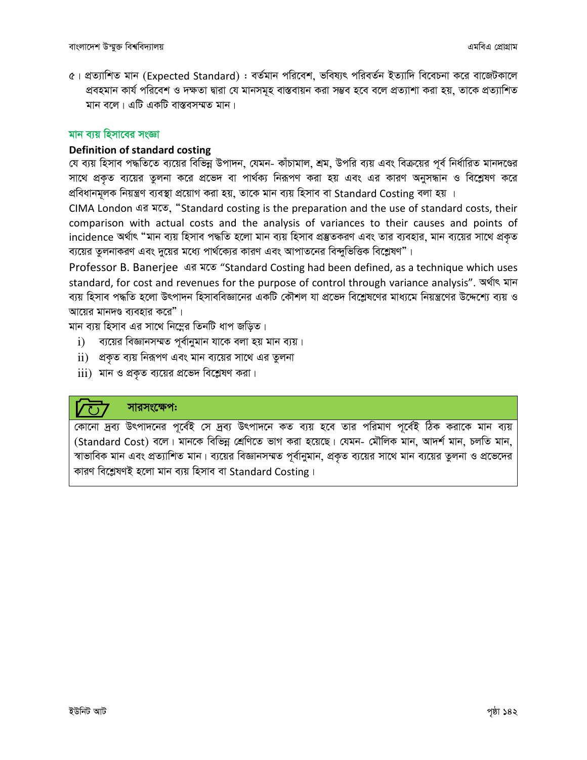৫। প্রত্যাশিত মান (Expected Standard) : বর্তমান পরিবেশ, ভবিষ্যৎ পরিবর্তন ইত্যাদি বিবেচনা করে বাজেটকালে প্রবহমান কার্য পরিবেশ ও দক্ষতা দ্বারা যে মানসমূহ বাস্তবায়ন করা সম্ভব হবে বলে প্রত্যাশা করা হয়, তাকে প্রত্যাশিত মান বলে। এটি একটি বাস্তবসম্মত মান।

## মান ব্যয় হিসাবের সংজ্ঞা

**Definition of standard costing**

যে ব্যয় হিসাব পদ্ধতিতে ব্যয়ের বিভিন্ন উপাদন, যেমন- কাঁচামাল, শ্রম, উপরি ব্যয় এবং বিক্রয়ের পূর্ব নির্ধারিত মানদণ্ডের সাথে প্রকৃত ব্যয়ের তুলনা করে প্রভেদ বা পার্থক্য নিরূপণ করা হয় এবং এর কারণ অনুসন্ধান ও বিশ্লেষণ করে প্রবিধানমূলক নিয়ন্ত্রণ ব্যবস্থা প্রয়োগ করা হয়, তাকে মান ব্যয় হিসাব বা Standard Costing বলা হয় ।

CIMA London এর মতে, "Standard costing is the preparation and the use of standard costs, their comparison with actual costs and the analysis of variances to their causes and points of incidence অর্থাৎ "মান ব্যয় হিসাব পদ্ধতি হলো মান ব্যয় হিসাব প্রস্তুতকরণ এবং তার ব্যবহার, মান ব্যয়ের সাথে প্রকৃত ব্যয়ের তুলনাকরণ এবং দুয়ের মধ্যে পার্থক্যের কারণ এবং আপাতনের বিন্দুভিত্তিক বিশ্লেষণ"।

Professor B. Banerjee এর মতে "Standard Costing had been defined, as a technique which uses standard, for cost and revenues for the purpose of control through variance analysis". অর্থাৎ মান ব্যয় হিসাব পদ্ধতি হলো উৎপাদন হিসাববিজ্ঞানের একটি কৌশল যা প্রভেদ বিশ্লেষণের মাধ্যমে নিয়ন্ত্রণের উদ্দেশ্যে ব্যয় ও আয়ের মানদণ্ড ব্যবহার করে"।

মান ব্যয় হিসাব এর সাথে নিম্নের তিনটি ধাপ জড়িত।

i) ব্যয়ের বিজ্ঞানসম্মত পূর্বানুমান যাকে বলা হয় মান ব্যয়।
ii) প্রকৃত ব্যয় নিরূপণ এবং মান ব্যয়ের সাথে এর তুলনা
iii) মান ও প্রকৃত ব্যয়ের প্রভেদ বিশ্লেষণ করা।

**সারসংক্ষেপ:**

কোনো দ্রব্য উৎপাদনের পূর্বেই সে দ্রব্য উৎপাদনে কত ব্যয় হবে তার পরিমাণ পূর্বেই ঠিক করাকে মান ব্যয় (Standard Cost) বলে। মানকে বিভিন্ন শ্রেণিতে ভাগ করা হয়েছে। যেমন- মৌলিক মান, আদর্শ মান, চলতি মান, স্বাভাবিক মান এবং প্রত্যাশিত মান। ব্যয়ের বিজ্ঞানসম্মত পূর্বানুমান, প্রকৃত ব্যয়ের সাথে মান ব্যয়ের তুলনা ও প্রভেদের কারণ বিশ্লেষণই হলো মান ব্যয় হিসাব বা Standard Costing।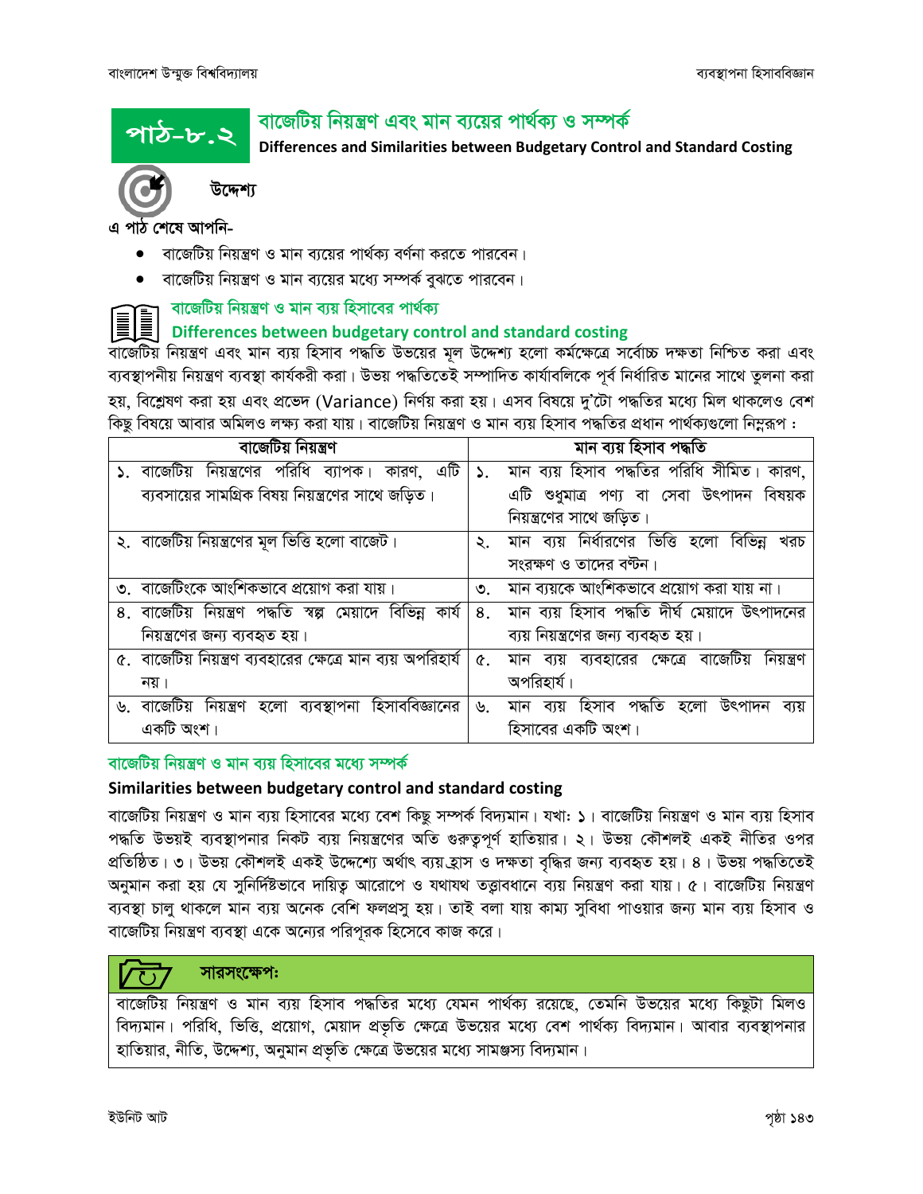# পাঠ-৮.২ বাজেটিয় নিয়ন্ত্রণ এবং মান ব্যয়ের পার্থক্য ও সম্পর্ক

**Differences and Similarities between Budgetary Control and Standard Costing**

## উদ্দেশ্য

এ পাঠ শেষে আপনি-

- বাজেটিয় নিয়ন্ত্রণ ও মান ব্যয়ের পার্থক্য বর্ণনা করতে পারবেন।
- বাজেটিয় নিয়ন্ত্রণ ও মান ব্যয়ের মধ্যে সম্পর্ক বুঝতে পারবেন।

## বাজেটিয় নিয়ন্ত্রণ ও মান ব্যয় হিসাবের পার্থক্য

### Differences between budgetary control and standard costing

বাজেটিয় নিয়ন্ত্রণ এবং মান ব্যয় হিসাব পদ্ধতি উভয়ের মূল উদ্দেশ্য হলো কর্মক্ষেত্রে সর্বোচ্চ দক্ষতা নিশ্চিত করা এবং ব্যবস্থাপনীয় নিয়ন্ত্রণ ব্যবস্থা কার্যকরী করা। উভয় পদ্ধতিতেই সম্পাদিত কার্যাবলিকে পূর্ব নির্ধারিত মানের সাথে তুলনা করা হয়, বিশ্লেষণ করা হয় এবং প্রভেদ (Variance) নির্ণয় করা হয়। এসব বিষয়ে দু'টো পদ্ধতির মধ্যে মিল থাকলেও বেশ কিছু বিষয়ে আবার অমিলও লক্ষ্য করা যায়। বাজেটিয় নিয়ন্ত্রণ ও মান ব্যয় হিসাব পদ্ধতির প্রধান পার্থক্যগুলো নিম্নরূপ :

| বাজেটিয় নিয়ন্ত্রণ | মান ব্যয় হিসাব পদ্ধতি |
|---|---|
| ১. বাজেটিয় নিয়ন্ত্রণের পরিধি ব্যাপক। কারণ, এটি ব্যবসায়ের সামগ্রিক বিষয় নিয়ন্ত্রণের সাথে জড়িত। | ১. মান ব্যয় হিসাব পদ্ধতির পরিধি সীমিত। কারণ, এটি শুধুমাত্র পণ্য বা সেবা উৎপাদন বিষয়ক নিয়ন্ত্রণের সাথে জড়িত। |
| ২. বাজেটিয় নিয়ন্ত্রণের মূল ভিত্তি হলো বাজেট। | ২. মান ব্যয় নির্ধারণের ভিত্তি হলো বিভিন্ন খরচ সংরক্ষণ ও তাদের বণ্টন। |
| ৩. বাজেটিংকে আংশিকভাবে প্রয়োগ করা যায়। | ৩. মান ব্যয়কে আংশিকভাবে প্রয়োগ করা যায় না। |
| ৪. বাজেটিয় নিয়ন্ত্রণ পদ্ধতি স্বল্প মেয়াদে বিভিন্ন কার্য নিয়ন্ত্রণের জন্য ব্যবহৃত হয়। | ৪. মান ব্যয় হিসাব পদ্ধতি দীর্ঘ মেয়াদে উৎপাদনের ব্যয় নিয়ন্ত্রণের জন্য ব্যবহৃত হয়। |
| ৫. বাজেটিয় নিয়ন্ত্রণ ব্যবহারের ক্ষেত্রে মান ব্যয় অপরিহার্য নয়। | ৫. মান ব্যয় ব্যবহারের ক্ষেত্রে বাজেটিয় নিয়ন্ত্রণ অপরিহার্য। |
| ৬. বাজেটিয় নিয়ন্ত্রণ হলো ব্যবস্থাপনা হিসাববিজ্ঞানের একটি অংশ। | ৬. মান ব্যয় হিসাব পদ্ধতি হলো উৎপাদন ব্যয় হিসাবের একটি অংশ। |

## বাজেটিয় নিয়ন্ত্রণ ও মান ব্যয় হিসাবের মধ্যে সম্পর্ক

### Similarities between budgetary control and standard costing

বাজেটিয় নিয়ন্ত্রণ ও মান ব্যয় হিসাবের মধ্যে বেশ কিছু সম্পর্ক বিদ্যমান। যথা: ১। বাজেটিয় নিয়ন্ত্রণ ও মান ব্যয় হিসাব পদ্ধতি উভয়ই ব্যবস্থাপনার নিকট ব্যয় নিয়ন্ত্রণের অতি গুরুত্বপূর্ণ হাতিয়ার। ২। উভয় কৌশলই একই নীতির ওপর প্রতিষ্ঠিত। ৩। উভয় কৌশলই একই উদ্দেশ্যে অর্থাৎ ব্যয় হ্রাস ও দক্ষতা বৃদ্ধির জন্য ব্যবহৃত হয়। ৪। উভয় পদ্ধতিতেই অনুমান করা হয় যে সুনির্দিষ্টভাবে দায়িত্ব আরোপে ও যথাযথ তত্ত্বাবধানে ব্যয় নিয়ন্ত্রণ করা যায়। ৫। বাজেটিয় নিয়ন্ত্রণ ব্যবস্থা চালু থাকলে মান ব্যয় অনেক বেশি ফলপ্রসু হয়। তাই বলা যায় কাম্য সুবিধা পাওয়ার জন্য মান ব্যয় হিসাব ও বাজেটিয় নিয়ন্ত্রণ ব্যবস্থা একে অন্যের পরিপূরক হিসেবে কাজ করে।

## সারসংক্ষেপ:

বাজেটিয় নিয়ন্ত্রণ ও মান ব্যয় হিসাব পদ্ধতির মধ্যে যেমন পার্থক্য রয়েছে, তেমনি উভয়ের মধ্যে কিছুটা মিলও বিদ্যমান। পরিধি, ভিত্তি, প্রয়োগ, মেয়াদ প্রভৃতি ক্ষেত্রে উভয়ের মধ্যে বেশ পার্থক্য বিদ্যমান। আবার ব্যবস্থাপনার হাতিয়ার, নীতি, উদ্দেশ্য, অনুমান প্রভৃতি ক্ষেত্রে উভয়ের মধ্যে সামঞ্জস্য বিদ্যমান।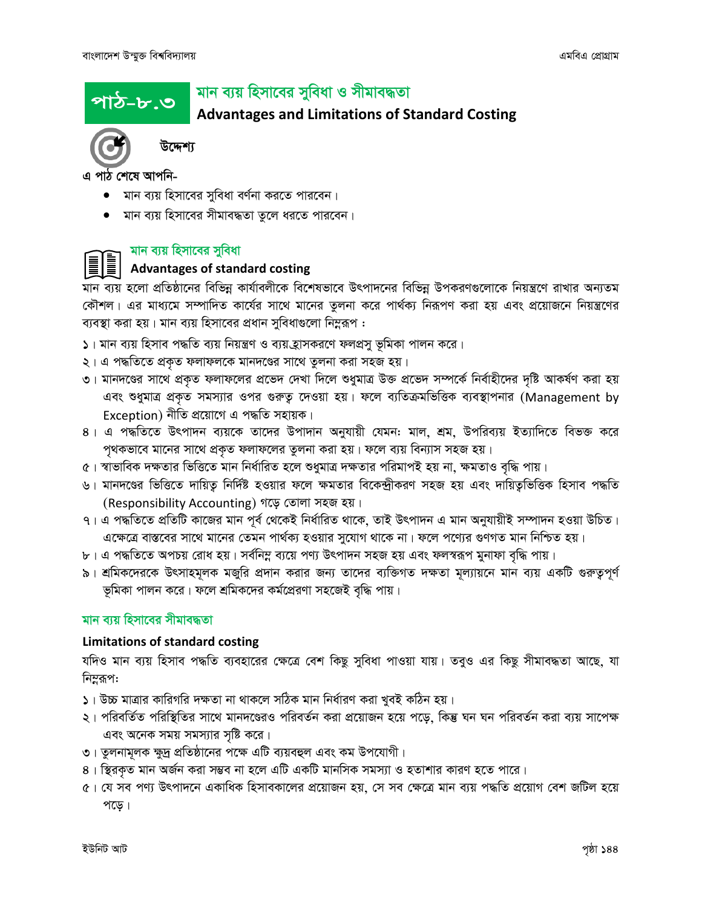## পাঠ-৮.৩ মান ব্যয় হিসাবের সুবিধা ও সীমাবদ্ধতা

## Advantages and Limitations of Standard Costing

**উদ্দেশ্য**

**এ পাঠ শেষে আপনি-**

- মান ব্যয় হিসাবের সুবিধা বর্ণনা করতে পারবেন।
- মান ব্যয় হিসাবের সীমাবদ্ধতা তুলে ধরতে পারবেন।

### মান ব্যয় হিসাবের সুবিধা

### Advantages of standard costing

মান ব্যয় হলো প্রতিষ্ঠানের বিভিন্ন কার্যাবলীকে বিশেষভাবে উৎপাদনের বিভিন্ন উপকরণগুলোকে নিয়ন্ত্রণে রাখার অন্যতম কৌশল। এর মাধ্যমে সম্পাদিত কার্যের সাথে মানের তুলনা করে পার্থক্য নিরূপণ করা হয় এবং প্রয়োজনে নিয়ন্ত্রণের ব্যবস্থা করা হয়। মান ব্যয় হিসাবের প্রধান সুবিধাগুলো নিম্নরূপ :

১। মান ব্যয় হিসাব পদ্ধতি ব্যয় নিয়ন্ত্রণ ও ব্যয়হ্রাসকরণে ফলপ্রসু ভূমিকা পালন করে।

২। এ পদ্ধতিতে প্রকৃত ফলাফলকে মানদণ্ডের সাথে তুলনা করা সহজ হয়।

৩। মানদণ্ডের সাথে প্রকৃত ফলাফলের প্রভেদ দেখা দিলে শুধুমাত্র উক্ত প্রভেদ সম্পর্কে নির্বাহীদের দৃষ্টি আকর্ষণ করা হয় এবং শুধুমাত্র প্রকৃত সমস্যার ওপর গুরুত্ব দেওয়া হয়। ফলে ব্যতিক্রমভিত্তিক ব্যবস্থাপনার (Management by Exception) নীতি প্রয়োগে এ পদ্ধতি সহায়ক।

৪। এ পদ্ধতিতে উৎপাদন ব্যয়কে তাদের উপাদান অনুযায়ী যেমন: মাল, শ্রম, উপরিব্যয় ইত্যাদিতে বিভক্ত করে পৃথকভাবে মানের সাথে প্রকৃত ফলাফলের তুলনা করা হয়। ফলে ব্যয় বিন্যাস সহজ হয়।

৫। স্বাভাবিক দক্ষতার ভিত্তিতে মান নির্ধারিত হলে শুধুমাত্র দক্ষতার পরিমাপই হয় না, ক্ষমতাও বৃদ্ধি পায়।

৬। মানদণ্ডের ভিত্তিতে দায়িত্ব নির্দিষ্ট হওয়ার ফলে ক্ষমতার বিকেন্দ্রীকরণ সহজ হয় এবং দায়িত্বভিত্তিক হিসাব পদ্ধতি (Responsibility Accounting) গড়ে তোলা সহজ হয়।

৭। এ পদ্ধতিতে প্রতিটি কাজের মান পূর্ব থেকেই নির্ধারিত থাকে, তাই উৎপাদন এ মান অনুযায়ীই সম্পাদন হওয়া উচিত। এক্ষেত্রে বাস্তবের সাথে মানের তেমন পার্থক্য হওয়ার সুযোগ থাকে না। ফলে পণ্যের গুণগত মান নিশ্চিত হয়।

৮। এ পদ্ধতিতে অপচয় রোধ হয়। সর্বনিম্ন ব্যয়ে পণ্য উৎপাদন সহজ হয় এবং ফলস্বরূপ মুনাফা বৃদ্ধি পায়।

৯। শ্রমিকদেরকে উৎসাহমূলক মজুরি প্রদান করার জন্য তাদের ব্যক্তিগত দক্ষতা মূল্যায়নে মান ব্যয় একটি গুরুত্বপূর্ণ ভূমিকা পালন করে। ফলে শ্রমিকদের কর্মপ্রেরণা সহজেই বৃদ্ধি পায়।

### মান ব্যয় হিসাবের সীমাবদ্ধতা

### Limitations of standard costing

যদিও মান ব্যয় হিসাব পদ্ধতি ব্যবহারের ক্ষেত্রে বেশ কিছু সুবিধা পাওয়া যায়। তবুও এর কিছু সীমাবদ্ধতা আছে, যা নিম্নরূপ:

১। উচ্চ মাত্রার কারিগরি দক্ষতা না থাকলে সঠিক মান নির্ধারণ করা খুবই কঠিন হয়।

২। পরিবর্তিত পরিস্থিতির সাথে মানদণ্ডেরও পরিবর্তন করা প্রয়োজন হয়ে পড়ে, কিন্তু ঘন ঘন পরিবর্তন করা ব্যয় সাপেক্ষ এবং অনেক সময় সমস্যার সৃষ্টি করে।

৩। তুলনামূলক ক্ষুদ্র প্রতিষ্ঠানের পক্ষে এটি ব্যয়বহুল এবং কম উপযোগী।

৪। স্থিরকৃত মান অর্জন করা সম্ভব না হলে এটি একটি মানসিক সমস্যা ও হতাশার কারণ হতে পারে।

৫। যে সব পণ্য উৎপাদনে একাধিক হিসাবকালের প্রয়োজন হয়, সে সব ক্ষেত্রে মান ব্যয় পদ্ধতি প্রয়োগ বেশ জটিল হয়ে পড়ে।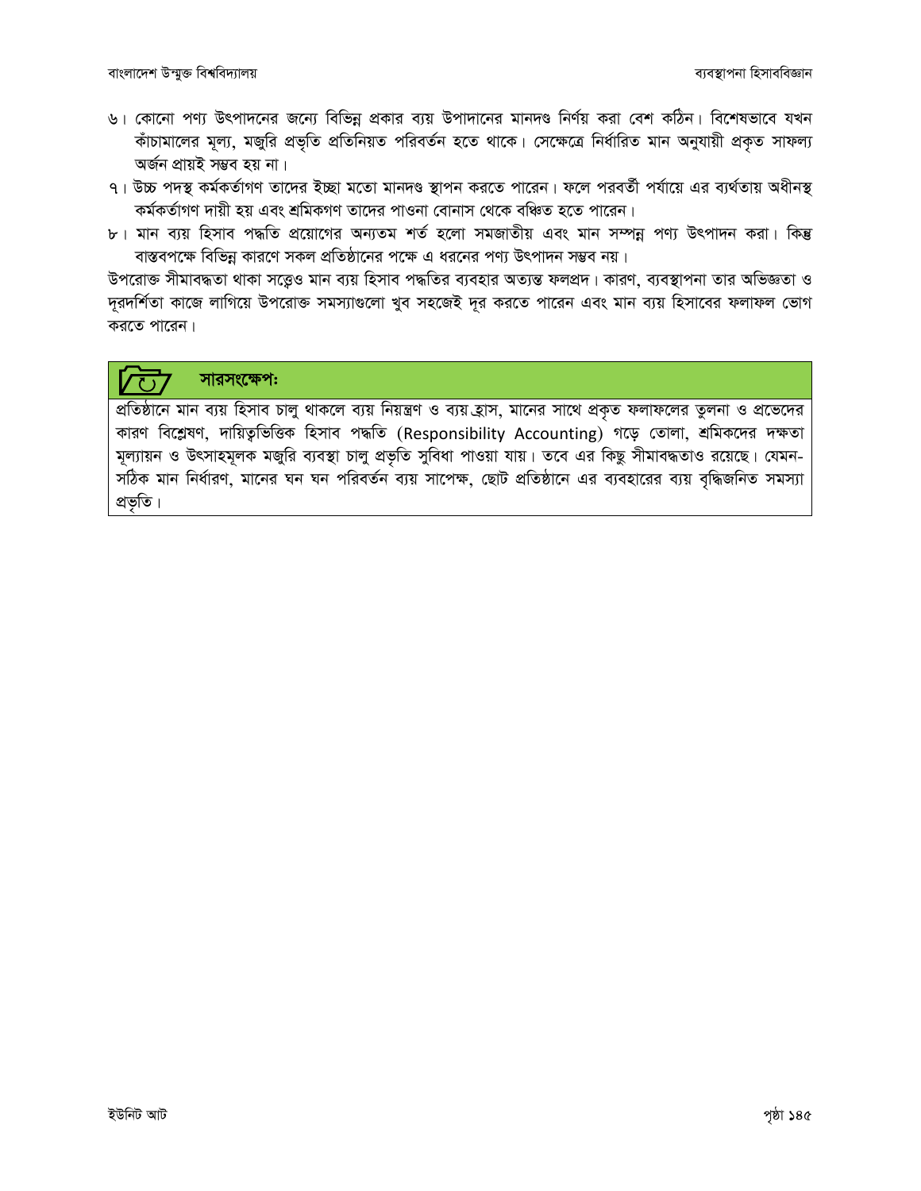৬। কোনো পণ্য উৎপাদনের জন্যে বিভিন্ন প্রকার ব্যয় উপাদানের মানদণ্ড নির্ণয় করা বেশ কঠিন। বিশেষভাবে যখন কাঁচামালের মূল্য, মজুরি প্রভৃতি প্রতিনিয়ত পরিবর্তন হতে থাকে। সেক্ষেত্রে নির্ধারিত মান অনুযায়ী প্রকৃত সাফল্য অর্জন প্রায়ই সম্ভব হয় না।

৭। উচ্চ পদস্থ কর্মকর্তাগণ তাদের ইচ্ছা মতো মানদণ্ড স্থাপন করতে পারেন। ফলে পরবর্তী পর্যায়ে এর ব্যর্থতায় অধীনস্থ কর্মকর্তাগণ দায়ী হয় এবং শ্রমিকগণ তাদের পাওনা বোনাস থেকে বঞ্চিত হতে পারেন।

৮। মান ব্যয় হিসাব পদ্ধতি প্রয়োগের অন্যতম শর্ত হলো সমজাতীয় এবং মান সম্পন্ন পণ্য উৎপাদন করা। কিন্তু বাস্তবপক্ষে বিভিন্ন কারণে সকল প্রতিষ্ঠানের পক্ষে এ ধরনের পণ্য উৎপাদন সম্ভব নয়।

উপরোক্ত সীমাবদ্ধতা থাকা সত্ত্বেও মান ব্যয় হিসাব পদ্ধতির ব্যবহার অত্যন্ত ফলপ্রদ। কারণ, ব্যবস্থাপনা তার অভিজ্ঞতা ও দূরদর্শিতা কাজে লাগিয়ে উপরোক্ত সমস্যাগুলো খুব সহজেই দূর করতে পারেন এবং মান ব্যয় হিসাবের ফলাফল ভোগ করতে পারেন।

**সারসংক্ষেপঃ**

প্রতিষ্ঠানে মান ব্যয় হিসাব চালু থাকলে ব্যয় নিয়ন্ত্রণ ও ব্যয় হ্রাস, মানের সাথে প্রকৃত ফলাফলের তুলনা ও প্রভেদের কারণ বিশ্লেষণ, দায়িত্বভিত্তিক হিসাব পদ্ধতি (Responsibility Accounting) গড়ে তোলা, শ্রমিকদের দক্ষতা মূল্যায়ন ও উৎসাহমূলক মজুরি ব্যবস্থা চালু প্রভৃতি সুবিধা পাওয়া যায়। তবে এর কিছু সীমাবদ্ধতাও রয়েছে। যেমন- সঠিক মান নির্ধারণ, মানের ঘন ঘন পরিবর্তন ব্যয় সাপেক্ষ, ছোট প্রতিষ্ঠানে এর ব্যবহারের ব্যয় বৃদ্ধিজনিত সমস্যা প্রভৃতি।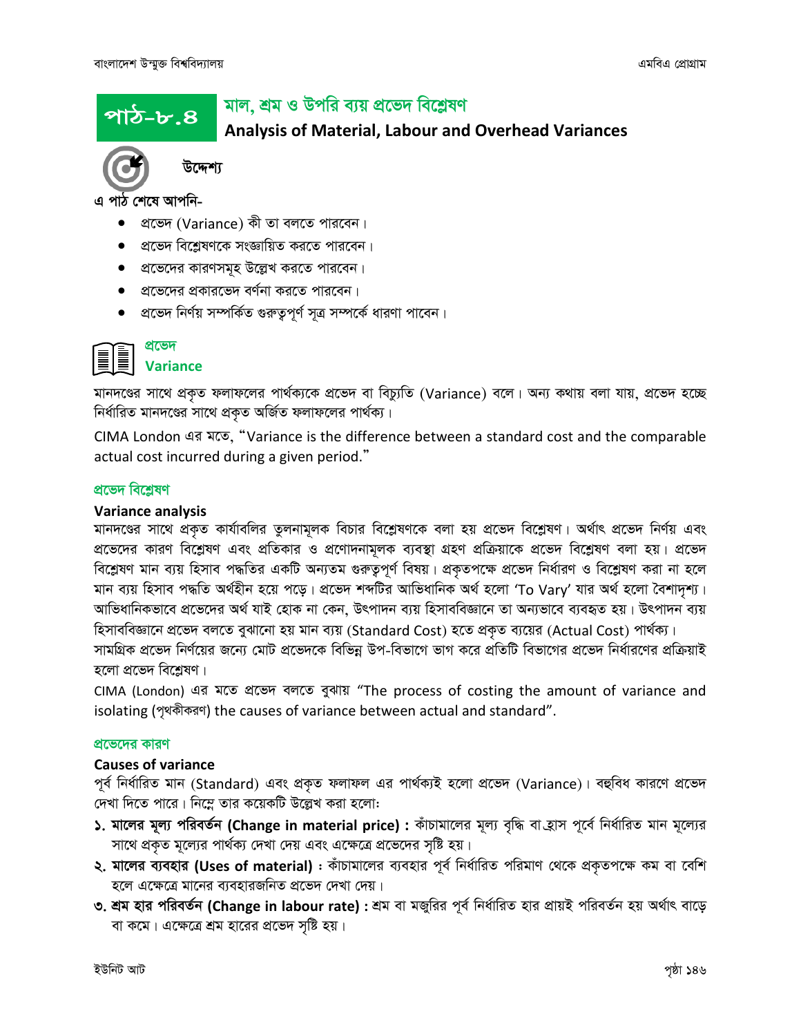# পাঠ-৮.৪ মাল, শ্রম ও উপরি ব্যয় প্রভেদ বিশ্লেষণ

## Analysis of Material, Labour and Overhead Variances

**উদ্দেশ্য**

**এ পাঠ শেষে আপনি-**

- প্রভেদ (Variance) কী তা বলতে পারবেন।
- প্রভেদ বিশ্লেষণকে সংজ্ঞায়িত করতে পারবেন।
- প্রভেদের কারণসমূহ উল্লেখ করতে পারবেন।
- প্রভেদের প্রকারভেদ বর্ণনা করতে পারবেন।
- প্রভেদ নির্ণয় সম্পর্কিত গুরুত্বপূর্ণ সূত্র সম্পর্কে ধারণা পাবেন।

## প্রভেদ
## Variance

মানদণ্ডের সাথে প্রকৃত ফলাফলের পার্থক্যকে প্রভেদ বা বিচ্যুতি (Variance) বলে। অন্য কথায় বলা যায়, প্রভেদ হচ্ছে নির্ধারিত মানদণ্ডের সাথে প্রকৃত অর্জিত ফলাফলের পার্থক্য।

CIMA London এর মতে, "Variance is the difference between a standard cost and the comparable actual cost incurred during a given period."

### প্রভেদ বিশ্লেষণ
### Variance analysis

মানদণ্ডের সাথে প্রকৃত কার্যাবলির তুলনামূলক বিচার বিশ্লেষণকে বলা হয় প্রভেদ বিশ্লেষণ। অর্থাৎ প্রভেদ নির্ণয় এবং প্রভেদের কারণ বিশ্লেষণ এবং প্রতিকার ও প্রণোদনামূলক ব্যবস্থা গ্রহণ প্রক্রিয়াকে প্রভেদ বিশ্লেষণ বলা হয়। প্রভেদ বিশ্লেষণ মান ব্যয় হিসাব পদ্ধতির একটি অন্যতম গুরুত্বপূর্ণ বিষয়। প্রকৃতপক্ষে প্রভেদ নির্ধারণ ও বিশ্লেষণ করা না হলে মান ব্যয় হিসাব পদ্ধতি অর্থহীন হয়ে পড়ে। প্রভেদ শব্দটির আভিধানিক অর্থ হলো 'To Vary' যার অর্থ হলো বৈশাদৃশ্য। আভিধানিকভাবে প্রভেদের অর্থ যাই হোক না কেন, উৎপাদন ব্যয় হিসাববিজ্ঞানে তা অন্যভাবে ব্যবহৃত হয়। উৎপাদন ব্যয় হিসাববিজ্ঞানে প্রভেদ বলতে বুঝানো হয় মান ব্যয় (Standard Cost) হতে প্রকৃত ব্যয়ের (Actual Cost) পার্থক্য। সামগ্রিক প্রভেদ নির্ণয়ের জন্যে মোট প্রভেদকে বিভিন্ন উপ-বিভাগে ভাগ করে প্রতিটি বিভাগের প্রভেদ নির্ধারণের প্রক্রিয়াই হলো প্রভেদ বিশ্লেষণ।

CIMA (London) এর মতে প্রভেদ বলতে বুঝায় "The process of costing the amount of variance and isolating (পৃথকীকরণ) the causes of variance between actual and standard".

### প্রভেদের কারণ
### Causes of variance

পূর্ব নির্ধারিত মান (Standard) এবং প্রকৃত ফলাফল এর পার্থক্যই হলো প্রভেদ (Variance)। বহুবিধ কারণে প্রভেদ দেখা দিতে পারে। নিম্নে তার কয়েকটি উল্লেখ করা হলো:

১. **মালের মূল্য পরিবর্তন (Change in material price) :** কাঁচামালের মূল্য বৃদ্ধি বা হ্রাস পূর্বে নির্ধারিত মান মূল্যের সাথে প্রকৃত মূল্যের পার্থক্য দেখা দেয় এবং এক্ষেত্রে প্রভেদের সৃষ্টি হয়।

২. **মালের ব্যবহার (Uses of material) :** কাঁচামালের ব্যবহার পূর্ব নির্ধারিত পরিমাণ থেকে প্রকৃতপক্ষে কম বা বেশি হলে এক্ষেত্রে মানের ব্যবহারজনিত প্রভেদ দেখা দেয়।

৩. **শ্রম হার পরিবর্তন (Change in labour rate) :** শ্রম বা মজুরির পূর্ব নির্ধারিত হার প্রায়ই পরিবর্তন হয় অর্থাৎ বাড়ে বা কমে। এক্ষেত্রে শ্রম হারের প্রভেদ সৃষ্টি হয়।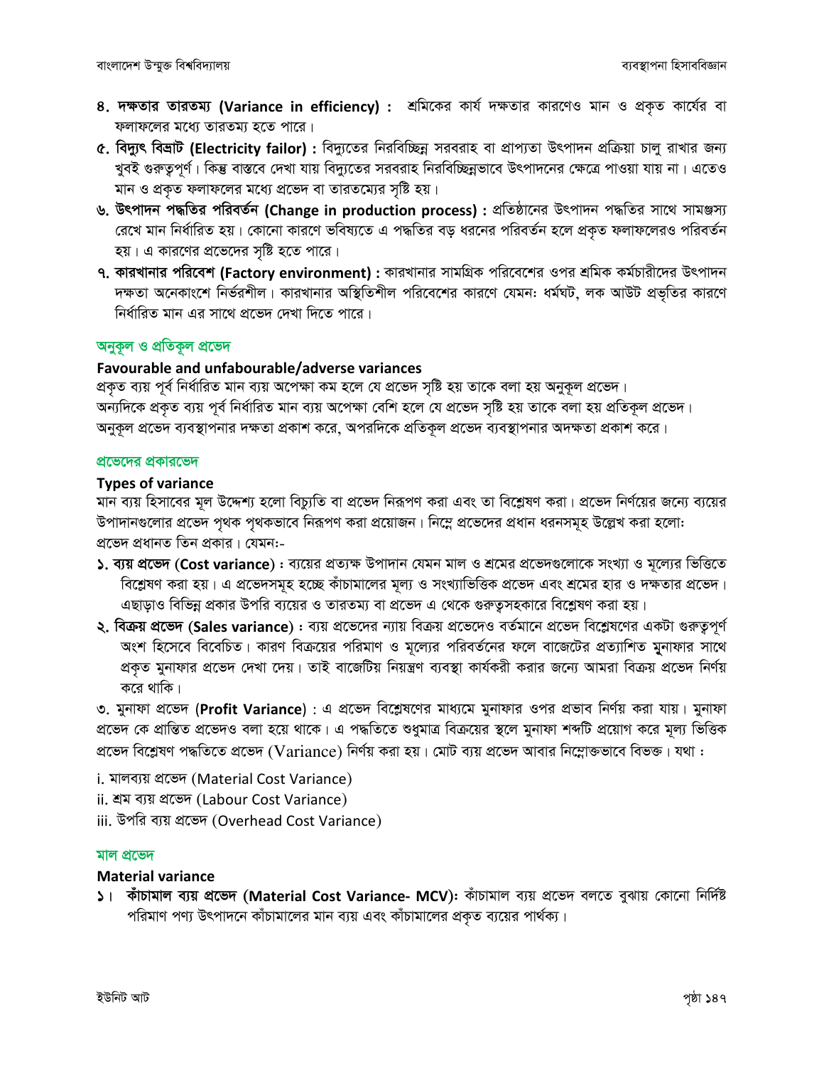৪. **দক্ষতার তারতম্য (Variance in efficiency) :** শ্রমিকের কার্য দক্ষতার কারণেও মান ও প্রকৃত কার্যের বা ফলাফলের মধ্যে তারতম্য হতে পারে।

৫. **বিদ্যুৎ বিভ্রাট (Electricity failor) :** বিদ্যুতের নিরবিচ্ছিন্ন সরবরাহ বা প্রাপ্যতা উৎপাদন প্রক্রিয়া চালু রাখার জন্য খুবই গুরুত্বপূর্ণ। কিন্তু বাস্তবে দেখা যায় বিদ্যুতের সরবরাহ নিরবিচ্ছিন্নভাবে উৎপাদনের ক্ষেত্রে পাওয়া যায় না। এতেও মান ও প্রকৃত ফলাফলের মধ্যে প্রভেদ বা তারতম্যের সৃষ্টি হয়।

৬. **উৎপাদন পদ্ধতির পরিবর্তন (Change in production process) :** প্রতিষ্ঠানের উৎপাদন পদ্ধতির সাথে সামঞ্জস্য রেখে মান নির্ধারিত হয়। কোনো কারণে ভবিষ্যতে এ পদ্ধতির বড় ধরনের পরিবর্তন হলে প্রকৃত ফলাফলেরও পরিবর্তন হয়। এ কারণের প্রভেদের সৃষ্টি হতে পারে।

৭. **কারখানার পরিবেশ (Factory environment) :** কারখানার সামগ্রিক পরিবেশের ওপর শ্রমিক কর্মচারীদের উৎপাদন দক্ষতা অনেকাংশে নির্ভরশীল। কারখানার অস্থিতিশীল পরিবেশের কারণে যেমন: ধর্মঘট, লক আউট প্রভৃতির কারণে নির্ধারিত মান এর সাথে প্রভেদ দেখা দিতে পারে।

## অনুকূল ও প্রতিকূল প্রভেদ

### Favourable and unfabourable/adverse variances

প্রকৃত ব্যয় পূর্ব নির্ধারিত মান ব্যয় অপেক্ষা কম হলে যে প্রভেদ সৃষ্টি হয় তাকে বলা হয় অনুকূল প্রভেদ। অন্যদিকে প্রকৃত ব্যয় পূর্ব নির্ধারিত মান ব্যয় অপেক্ষা বেশি হলে যে প্রভেদ সৃষ্টি হয় তাকে বলা হয় প্রতিকূল প্রভেদ। অনুকূল প্রভেদ ব্যবস্থাপনার দক্ষতা প্রকাশ করে, অপরদিকে প্রতিকূল প্রভেদ ব্যবস্থাপনার অদক্ষতা প্রকাশ করে।

## প্রভেদের প্রকারভেদ

### Types of variance

মান ব্যয় হিসাবের মূল উদ্দেশ্য হলো বিচ্যুতি বা প্রভেদ নিরূপণ করা এবং তা বিশ্লেষণ করা। প্রভেদ নির্ণয়ের জন্যে ব্যয়ের উপাদানগুলোর প্রভেদ পৃথক পৃথকভাবে নিরূপণ করা প্রয়োজন। নিম্নে প্রভেদের প্রধান ধরনসমূহ উল্লেখ করা হলো:
প্রভেদ প্রধানত তিন প্রকার। যেমন:-

১. **ব্যয় প্রভেদ (Cost variance) :** ব্যয়ের প্রত্যক্ষ উপাদান যেমন মাল ও শ্রমের প্রভেদগুলোকে সংখ্যা ও মূল্যের ভিত্তিতে বিশ্লেষণ করা হয়। এ প্রভেদসমূহ হচ্ছে কাঁচামালের মূল্য ও সংখ্যাভিত্তিক প্রভেদ এবং শ্রমের হার ও দক্ষতার প্রভেদ। এছাড়াও বিভিন্ন প্রকার উপরি ব্যয়ের ও তারতম্য বা প্রভেদ এ থেকে গুরুত্বসহকারে বিশ্লেষণ করা হয়।

২. **বিক্রয় প্রভেদ (Sales variance) :** ব্যয় প্রভেদের ন্যায় বিক্রয় প্রভেদেও বর্তমানে প্রভেদ বিশ্লেষণের একটা গুরুত্বপূর্ণ অংশ হিসেবে বিবেচিত। কারণ বিক্রয়ের পরিমাণ ও মূল্যের পরিবর্তনের ফলে বাজেটের প্রত্যাশিত মুনাফার সাথে প্রকৃত মুনাফার প্রভেদ দেখা দেয়। তাই বাজেটিয় নিয়ন্ত্রণ ব্যবস্থা কার্যকরী করার জন্যে আমরা বিক্রয় প্রভেদ নির্ণয় করে থাকি।

৩. মুনাফা প্রভেদ (**Profit Variance**) : এ প্রভেদ বিশ্লেষণের মাধ্যমে মুনাফার ওপর প্রভাব নির্ণয় করা যায়। মুনাফা প্রভেদ কে প্রান্তিত প্রভেদও বলা হয়ে থাকে। এ পদ্ধতিতে শুধুমাত্র বিক্রয়ের স্থলে মুনাফা শব্দটি প্রয়োগ করে মূল্য ভিত্তিক প্রভেদ বিশ্লেষণ পদ্ধতিতে প্রভেদ (Variance) নির্ণয় করা হয়। মোট ব্যয় প্রভেদ আবার নিম্নোক্তভাবে বিভক্ত। যথা :

i. মালব্যয় প্রভেদ (Material Cost Variance)
ii. শ্রম ব্যয় প্রভেদ (Labour Cost Variance)
iii. উপরি ব্যয় প্রভেদ (Overhead Cost Variance)

## মাল প্রভেদ

### Material variance

১। **কাঁচামাল ব্যয় প্রভেদ (Material Cost Variance- MCV):** কাঁচামাল ব্যয় প্রভেদ বলতে বুঝায় কোনো নির্দিষ্ট পরিমাণ পণ্য উৎপাদনে কাঁচামালের মান ব্যয় এবং কাঁচামালের প্রকৃত ব্যয়ের পার্থক্য।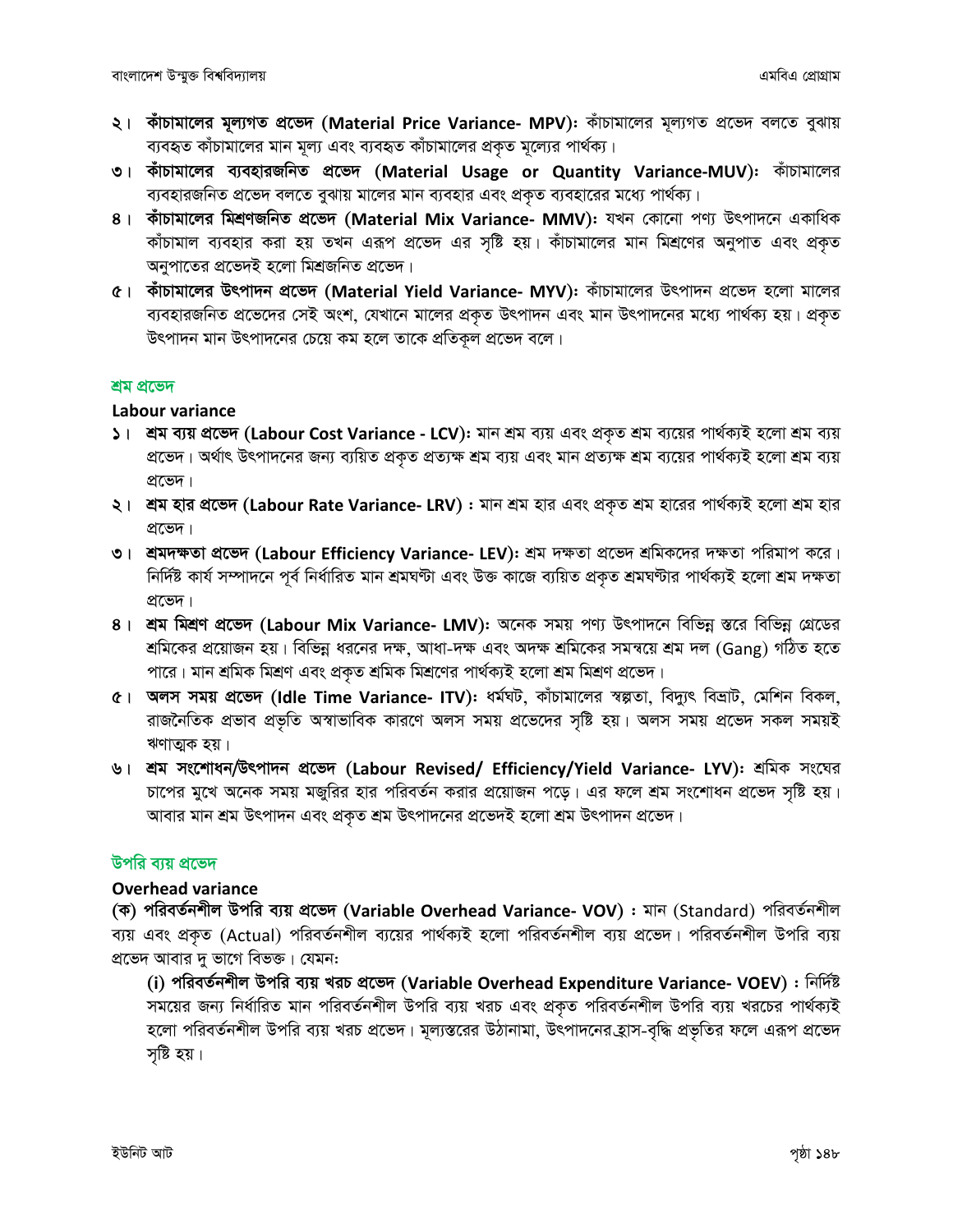২। **কাঁচামালের মূল্যগত প্রভেদ (Material Price Variance- MPV):** কাঁচামালের মূল্যগত প্রভেদ বলতে বুঝায় ব্যবহৃত কাঁচামালের মান মূল্য এবং ব্যবহৃত কাঁচামালের প্রকৃত মূল্যের পার্থক্য।

৩। **কাঁচামালের ব্যবহারজনিত প্রভেদ (Material Usage or Quantity Variance-MUV):** কাঁচামালের ব্যবহারজনিত প্রভেদ বলতে বুঝায় মালের মান ব্যবহার এবং প্রকৃত ব্যবহারের মধ্যে পার্থক্য।

৪। **কাঁচামালের মিশ্রণজনিত প্রভেদ (Material Mix Variance- MMV):** যখন কোনো পণ্য উৎপাদনে একাধিক কাঁচামাল ব্যবহার করা হয় তখন এরূপ প্রভেদ এর সৃষ্টি হয়। কাঁচামালের মান মিশ্রণের অনুপাত এবং প্রকৃত অনুপাতের প্রভেদই হলো মিশ্রজনিত প্রভেদ।

৫। **কাঁচামালের উৎপাদন প্রভেদ (Material Yield Variance- MYV):** কাঁচামালের উৎপাদন প্রভেদ হলো মালের ব্যবহারজনিত প্রভেদের সেই অংশ, যেখানে মালের প্রকৃত উৎপাদন এবং মান উৎপাদনের মধ্যে পার্থক্য হয়। প্রকৃত উৎপাদন মান উৎপাদনের চেয়ে কম হলে তাকে প্রতিকূল প্রভেদ বলে।

## শ্রম প্রভেদ

### Labour variance

১। **শ্রম ব্যয় প্রভেদ (Labour Cost Variance - LCV):** মান শ্রম ব্যয় এবং প্রকৃত শ্রম ব্যয়ের পার্থক্যই হলো শ্রম ব্যয় প্রভেদ। অর্থাৎ উৎপাদনের জন্য ব্যয়িত প্রকৃত প্রত্যক্ষ শ্রম ব্যয় এবং মান প্রত্যক্ষ শ্রম ব্যয়ের পার্থক্যই হলো শ্রম ব্যয় প্রভেদ।

২। **শ্রম হার প্রভেদ (Labour Rate Variance- LRV) :** মান শ্রম হার এবং প্রকৃত শ্রম হারের পার্থক্যই হলো শ্রম হার প্রভেদ।

৩। **শ্রমদক্ষতা প্রভেদ (Labour Efficiency Variance- LEV):** শ্রম দক্ষতা প্রভেদ শ্রমিকদের দক্ষতা পরিমাপ করে। নির্দিষ্ট কার্য সম্পাদনে পূর্ব নির্ধারিত মান শ্রমঘণ্টা এবং উক্ত কাজে ব্যয়িত প্রকৃত শ্রমঘণ্টার পার্থক্যই হলো শ্রম দক্ষতা প্রভেদ।

৪। **শ্রম মিশ্রণ প্রভেদ (Labour Mix Variance- LMV):** অনেক সময় পণ্য উৎপাদনে বিভিন্ন স্তরে বিভিন্ন গ্রেডের শ্রমিকের প্রয়োজন হয়। বিভিন্ন ধরনের দক্ষ, আধা-দক্ষ এবং অদক্ষ শ্রমিকের সমন্বয়ে শ্রম দল (Gang) গঠিত হতে পারে। মান শ্রমিক মিশ্রণ এবং প্রকৃত শ্রমিক মিশ্রণের পার্থক্যই হলো শ্রম মিশ্রণ প্রভেদ।

৫। **অলস সময় প্রভেদ (Idle Time Variance- ITV):** ধর্মঘট, কাঁচামালের স্বল্পতা, বিদ্যুৎ বিভ্রাট, মেশিন বিকল, রাজনৈতিক প্রভাব প্রভৃতি অস্বাভাবিক কারণে অলস সময় প্রভেদের সৃষ্টি হয়। অলস সময় প্রভেদ সকল সময়ই ঋণাত্মক হয়।

৬। **শ্রম সংশোধন/উৎপাদন প্রভেদ (Labour Revised/ Efficiency/Yield Variance- LYV):** শ্রমিক সংঘের চাপের মুখে অনেক সময় মজুরির হার পরিবর্তন করার প্রয়োজন পড়ে। এর ফলে শ্রম সংশোধন প্রভেদ সৃষ্টি হয়। আবার মান শ্রম উৎপাদন এবং প্রকৃত শ্রম উৎপাদনের প্রভেদই হলো শ্রম উৎপাদন প্রভেদ।

## উপরি ব্যয় প্রভেদ

### Overhead variance

**(ক) পরিবর্তনশীল উপরি ব্যয় প্রভেদ (Variable Overhead Variance- VOV) :** মান (Standard) পরিবর্তনশীল ব্যয় এবং প্রকৃত (Actual) পরিবর্তনশীল ব্যয়ের পার্থক্যই হলো পরিবর্তনশীল ব্যয় প্রভেদ। পরিবর্তনশীল উপরি ব্যয় প্রভেদ আবার দু ভাগে বিভক্ত। যেমন:

**(i) পরিবর্তনশীল উপরি ব্যয় খরচ প্রভেদ (Variable Overhead Expenditure Variance- VOEV) :** নির্দিষ্ট সময়ের জন্য নির্ধারিত মান পরিবর্তনশীল উপরি ব্যয় খরচ এবং প্রকৃত পরিবর্তনশীল উপরি ব্যয় খরচের পার্থক্যই হলো পরিবর্তনশীল উপরি ব্যয় খরচ প্রভেদ। মূল্যস্তরের উঠানামা, উৎপাদনের হ্রাস-বৃদ্ধি প্রভৃতির ফলে এরূপ প্রভেদ সৃষ্টি হয়।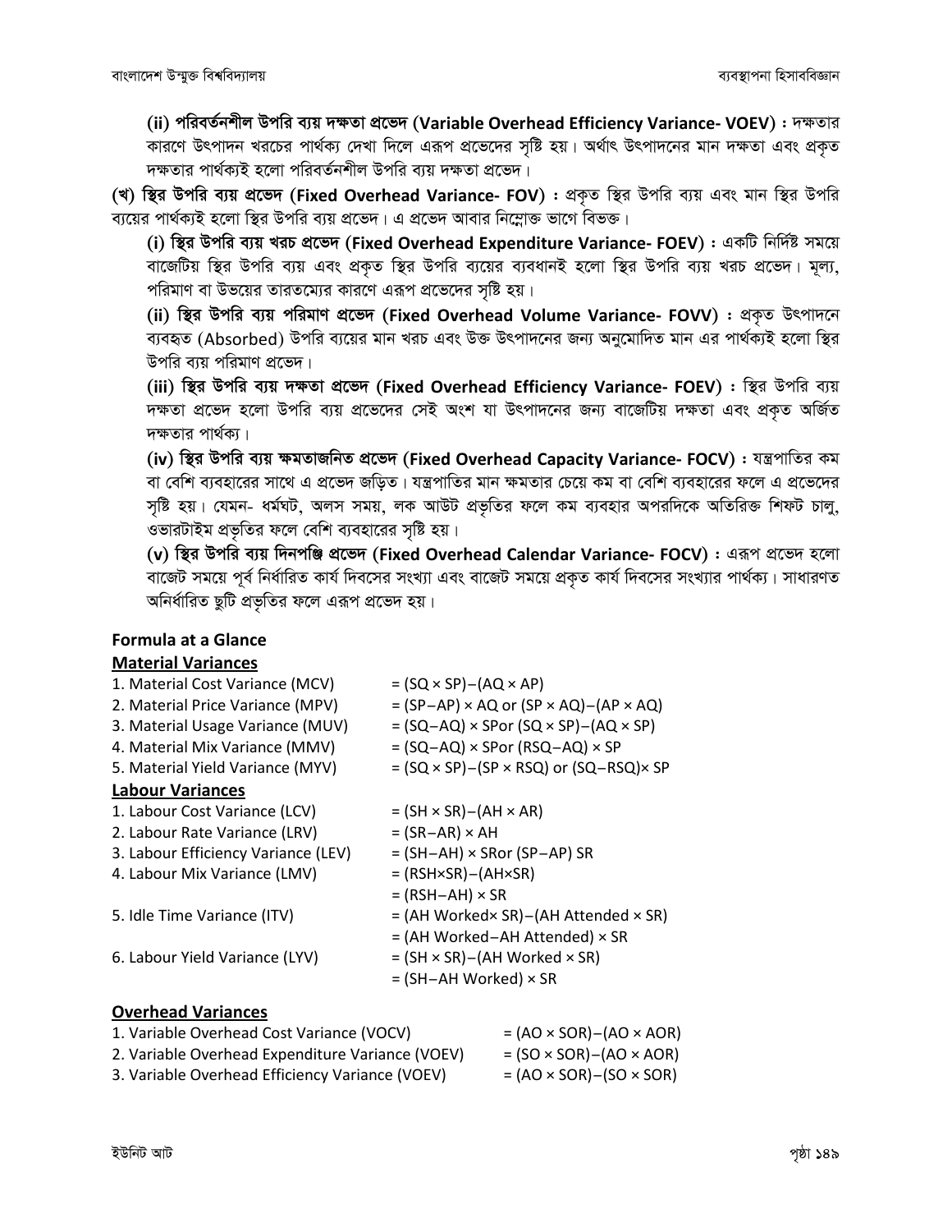**(ii) পরিবর্তনশীল উপরি ব্যয় দক্ষতা প্রভেদ (Variable Overhead Efficiency Variance- VOEV) :** দক্ষতার কারণে উৎপাদন খরচের পার্থক্য দেখা দিলে এরূপ প্রভেদের সৃষ্টি হয়। অর্থাৎ উৎপাদনের মান দক্ষতা এবং প্রকৃত দক্ষতার পার্থক্যই হলো পরিবর্তনশীল উপরি ব্যয় দক্ষতা প্রভেদ।

**(খ) স্থির উপরি ব্যয় প্রভেদ (Fixed Overhead Variance- FOV) :** প্রকৃত স্থির উপরি ব্যয় এবং মান স্থির উপরি ব্যয়ের পার্থক্যই হলো স্থির উপরি ব্যয় প্রভেদ। এ প্রভেদ আবার নিম্নোক্ত ভাগে বিভক্ত।

**(i) স্থির উপরি ব্যয় খরচ প্রভেদ (Fixed Overhead Expenditure Variance- FOEV) :** একটি নির্দিষ্ট সময়ে বাজেটিয় স্থির উপরি ব্যয় এবং প্রকৃত স্থির উপরি ব্যয়ের ব্যবধানই হলো স্থির উপরি ব্যয় খরচ প্রভেদ। মূল্য, পরিমাণ বা উভয়ের তারতম্যের কারণে এরূপ প্রভেদের সৃষ্টি হয়।

**(ii) স্থির উপরি ব্যয় পরিমাণ প্রভেদ (Fixed Overhead Volume Variance- FOVV) :** প্রকৃত উৎপাদনে ব্যবহৃত (Absorbed) উপরি ব্যয়ের মান খরচ এবং উক্ত উৎপাদনের জন্য অনুমোদিত মান এর পার্থক্যই হলো স্থির উপরি ব্যয় পরিমাণ প্রভেদ।

**(iii) স্থির উপরি ব্যয় দক্ষতা প্রভেদ (Fixed Overhead Efficiency Variance- FOEV) :** স্থির উপরি ব্যয় দক্ষতা প্রভেদ হলো উপরি ব্যয় প্রভেদের সেই অংশ যা উৎপাদনের জন্য বাজেটিয় দক্ষতা এবং প্রকৃত অর্জিত দক্ষতার পার্থক্য।

**(iv) স্থির উপরি ব্যয় ক্ষমতাজনিত প্রভেদ (Fixed Overhead Capacity Variance- FOCV) :** যন্ত্রপাতির কম বা বেশি ব্যবহারের সাথে এ প্রভেদ জড়িত। যন্ত্রপাতির মান ক্ষমতার চেয়ে কম বা বেশি ব্যবহারের ফলে এ প্রভেদের সৃষ্টি হয়। যেমন- ধর্মঘট, অলস সময়, লক আউট প্রভৃতির ফলে কম ব্যবহার অপরদিকে অতিরিক্ত শিফট চালু, ওভারটাইম প্রভৃতির ফলে বেশি ব্যবহারের সৃষ্টি হয়।

**(v) স্থির উপরি ব্যয় দিনপঞ্জি প্রভেদ (Fixed Overhead Calendar Variance- FOCV) :** এরূপ প্রভেদ হলো বাজেট সময়ে পূর্ব নির্ধারিত কার্য দিবসের সংখ্যা এবং বাজেট সময়ে প্রকৃত কার্য দিবসের সংখ্যার পার্থক্য। সাধারণত অনির্ধারিত ছুটি প্রভৃতির ফলে এরূপ প্রভেদ হয়।

## Formula at a Glance

### Material Variances

1. Material Cost Variance (MCV) = (SQ × SP)−(AQ × AP)
2. Material Price Variance (MPV) = (SP−AP) × AQ or (SP × AQ)−(AP × AQ)
3. Material Usage Variance (MUV) = (SQ−AQ) × SPor (SQ × SP)−(AQ × SP)
4. Material Mix Variance (MMV) = (SQ−AQ) × SPor (RSQ−AQ) × SP
5. Material Yield Variance (MYV) = (SQ × SP)−(SP × RSQ) or (SQ−RSQ)× SP

### Labour Variances

1. Labour Cost Variance (LCV) = (SH × SR)−(AH × AR)
2. Labour Rate Variance (LRV) = (SR−AR) × AH
3. Labour Efficiency Variance (LEV) = (SH−AH) × SRor (SP−AP) SR
4. Labour Mix Variance (LMV) = (RSH×SR)−(AH×SR)
   = (RSH−AH) × SR
5. Idle Time Variance (ITV) = (AH Worked× SR)−(AH Attended × SR)
   = (AH Worked−AH Attended) × SR
6. Labour Yield Variance (LYV) = (SH × SR)−(AH Worked × SR)
   = (SH−AH Worked) × SR

### Overhead Variances

1. Variable Overhead Cost Variance (VOCV) = (AO × SOR)−(AO × AOR)
2. Variable Overhead Expenditure Variance (VOEV) = (SO × SOR)−(AO × AOR)
3. Variable Overhead Efficiency Variance (VOEV) = (AO × SOR)−(SO × SOR)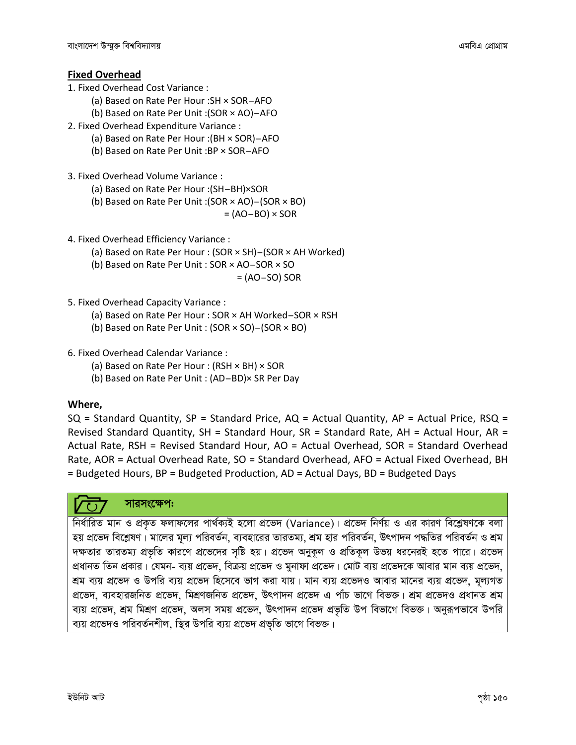## Fixed Overhead

1. Fixed Overhead Cost Variance :
   - (a) Based on Rate Per Hour : $SH \times SOR - AFO$
   - (b) Based on Rate Per Unit : $(SOR \times AO) - AFO$
2. Fixed Overhead Expenditure Variance :
   - (a) Based on Rate Per Hour : $(BH \times SOR) - AFO$
   - (b) Based on Rate Per Unit : $BP \times SOR - AFO$
3. Fixed Overhead Volume Variance :
   - (a) Based on Rate Per Hour : $(SH - BH) \times SOR$
   - (b) Based on Rate Per Unit : $(SOR \times AO) - (SOR \times BO)$
     $= (AO - BO) \times SOR$
4. Fixed Overhead Efficiency Variance :
   - (a) Based on Rate Per Hour : $(SOR \times SH) - (SOR \times AH\ Worked)$
   - (b) Based on Rate Per Unit : $SOR \times AO - SOR \times SO$
     $= (AO - SO)\ SOR$
5. Fixed Overhead Capacity Variance :
   - (a) Based on Rate Per Hour : $SOR \times AH\ Worked - SOR \times RSH$
   - (b) Based on Rate Per Unit : $(SOR \times SO) - (SOR \times BO)$
6. Fixed Overhead Calendar Variance :
   - (a) Based on Rate Per Hour : $(RSH \times BH) \times SOR$
   - (b) Based on Rate Per Unit : $(AD - BD) \times SR\ Per\ Day$

**Where,**

SQ = Standard Quantity, SP = Standard Price, AQ = Actual Quantity, AP = Actual Price, RSQ = Revised Standard Quantity, SH = Standard Hour, SR = Standard Rate, AH = Actual Hour, AR = Actual Rate, RSH = Revised Standard Hour, AO = Actual Overhead, SOR = Standard Overhead Rate, AOR = Actual Overhead Rate, SO = Standard Overhead, AFO = Actual Fixed Overhead, BH = Budgeted Hours, BP = Budgeted Production, AD = Actual Days, BD = Budgeted Days

### সারসংক্ষেপঃ

নির্ধারিত মান ও প্রকৃত ফলাফলের পার্থক্যই হলো প্রভেদ (Variance)। প্রভেদ নির্ণয় ও এর কারণ বিশ্লেষণকে বলা হয় প্রভেদ বিশ্লেষণ। মালের মূল্য পরিবর্তন, ব্যবহারের তারতম্য, শ্রম হার পরিবর্তন, উৎপাদন পদ্ধতির পরিবর্তন ও শ্রম দক্ষতার তারতম্য প্রভৃতি কারণে প্রভেদের সৃষ্টি হয়। প্রভেদ অনুকূল ও প্রতিকূল উভয় ধরনেরই হতে পারে। প্রভেদ প্রধানত তিন প্রকার। যেমন- ব্যয় প্রভেদ, বিক্রয় প্রভেদ ও মুনাফা প্রভেদ। মোট ব্যয় প্রভেদকে আবার মান ব্যয় প্রভেদ, শ্রম ব্যয় প্রভেদ ও উপরি ব্যয় প্রভেদ হিসেবে ভাগ করা যায়। মান ব্যয় প্রভেদও আবার মানের ব্যয় প্রভেদ, মূল্যগত প্রভেদ, ব্যবহারজনিত প্রভেদ, মিশ্রণজনিত প্রভেদ, উৎপাদন প্রভেদ এ পাঁচ ভাগে বিভক্ত। শ্রম প্রভেদও প্রধানত শ্রম ব্যয় প্রভেদ, শ্রম মিশ্রণ প্রভেদ, অলস সময় প্রভেদ, উৎপাদন প্রভেদ প্রভৃতি উপ বিভাগে বিভক্ত। অনুরূপভাবে উপরি ব্যয় প্রভেদও পরিবর্তনশীল, স্থির উপরি ব্যয় প্রভেদ প্রভৃতি ভাগে বিভক্ত।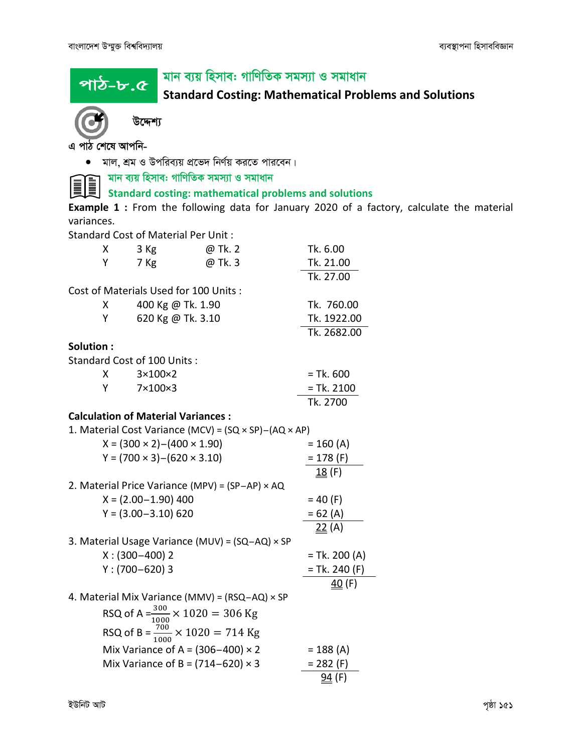# পাঠ-৮.৫ মান ব্যয় হিসাব: গাণিতিক সমস্যা ও সমাধান

## Standard Costing: Mathematical Problems and Solutions

**উদ্দেশ্য**

এ পাঠ শেষে আপনি-

- মাল, শ্রম ও উপরিব্যয় প্রভেদ নির্ণয় করতে পারবেন।

### মান ব্যয় হিসাব: গাণিতিক সমস্যা ও সমাধান

### Standard costing: mathematical problems and solutions

**Example 1 :** From the following data for January 2020 of a factory, calculate the material variances.

Standard Cost of Material Per Unit :

| | | | |
|---|---|---|---|
| X | 3 Kg | @ Tk. 2 | Tk. 6.00 |
| Y | 7 Kg | @ Tk. 3 | Tk. 21.00 |
| | | | Tk. 27.00 |

Cost of Materials Used for 100 Units :

| | | |
|---|---|---|
| X | 400 Kg @ Tk. 1.90 | Tk. 760.00 |
| Y | 620 Kg @ Tk. 3.10 | Tk. 1922.00 |
| | | Tk. 2682.00 |

**Solution :**

Standard Cost of 100 Units :

| | | |
|---|---|---|
| X | 3×100×2 | = Tk. 600 |
| Y | 7×100×3 | = Tk. 2100 |
| | | Tk. 2700 |

**Calculation of Material Variances :**

1. Material Cost Variance (MCV) = (SQ × SP)−(AQ × AP)

| | |
|---|---|
| X = (300 × 2)−(400 × 1.90) | = 160 (A) |
| Y = (700 × 3)−(620 × 3.10) | = 178 (F) |
| | 18 (F) |

2. Material Price Variance (MPV) = (SP−AP) × AQ

| | |
|---|---|
| X = (2.00−1.90) 400 | = 40 (F) |
| Y = (3.00−3.10) 620 | = 62 (A) |
| | 22 (A) |

3. Material Usage Variance (MUV) = (SQ−AQ) × SP

| | |
|---|---|
| X : (300−400) 2 | = Tk. 200 (A) |
| Y : (700−620) 3 | = Tk. 240 (F) |
| | 40 (F) |

4. Material Mix Variance (MMV) = (RSQ−AQ) × SP

RSQ of A = $\frac{300}{1000} \times 1020 = 306$ Kg

RSQ of B = $\frac{700}{1000} \times 1020 = 714$ Kg

| | |
|---|---|
| Mix Variance of A = (306−400) × 2 | = 188 (A) |
| Mix Variance of B = (714−620) × 3 | = 282 (F) |
| | 94 (F) |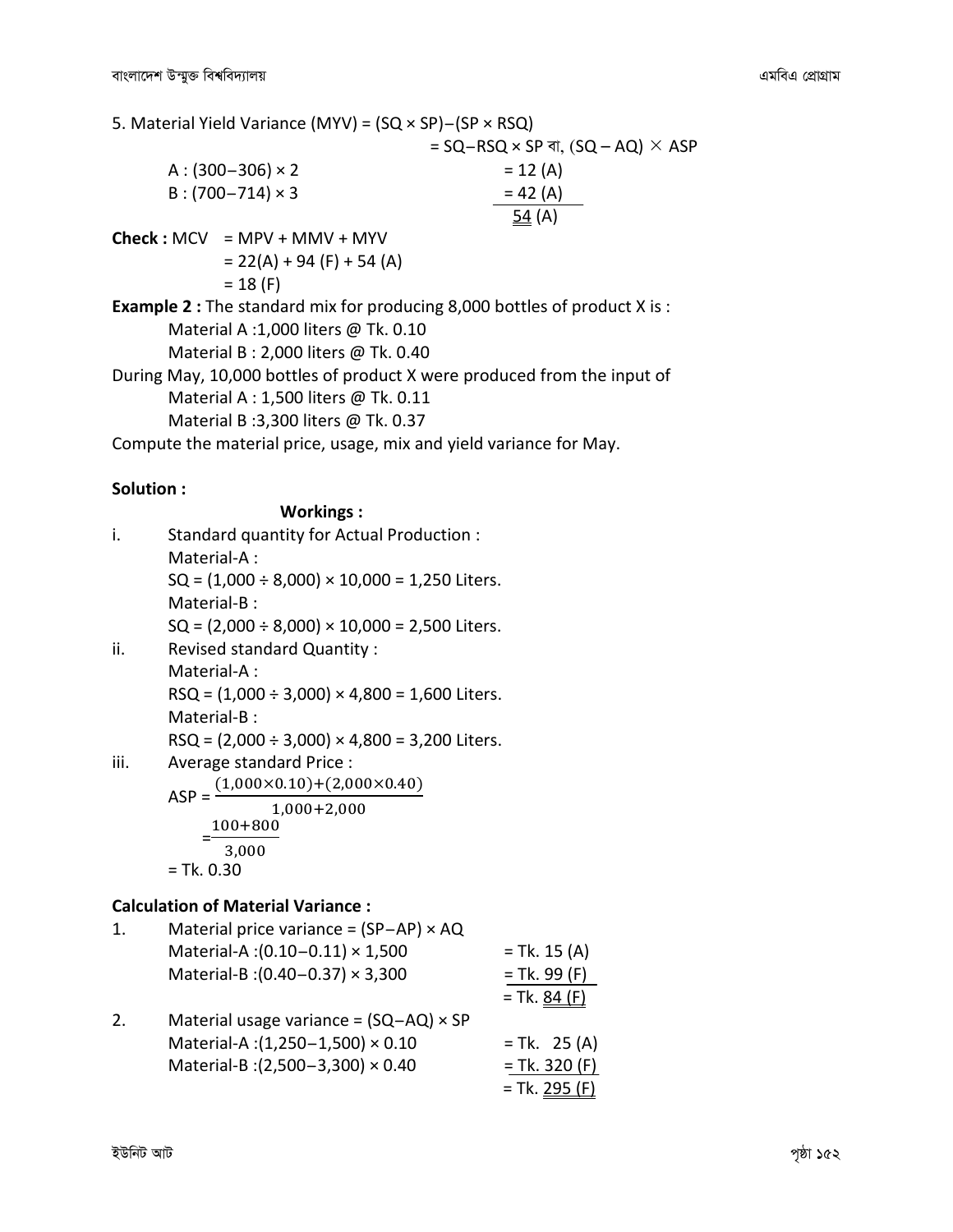5. Material Yield Variance (MYV) = (SQ × SP)−(SP × RSQ)

= SQ−RSQ × SP বা, (SQ – AQ) × ASP

| | |
|---|---|
| A : (300−306) × 2 | = 12 (A) |
| B : (700−714) × 3 | = 42 (A) |
| | 54 (A) |

**Check :** MCV = MPV + MMV + MYV

= 22(A) + 94 (F) + 54 (A)

= 18 (F)

**Example 2 :** The standard mix for producing 8,000 bottles of product X is :

Material A :1,000 liters @ Tk. 0.10

Material B : 2,000 liters @ Tk. 0.40

During May, 10,000 bottles of product X were produced from the input of

Material A : 1,500 liters @ Tk. 0.11

Material B :3,300 liters @ Tk. 0.37

Compute the material price, usage, mix and yield variance for May.

**Solution :**

**Workings :**

i. Standard quantity for Actual Production :

Material-A :

SQ = (1,000 ÷ 8,000) × 10,000 = 1,250 Liters.

Material-B :

SQ = (2,000 ÷ 8,000) × 10,000 = 2,500 Liters.

ii. Revised standard Quantity :

Material-A :

RSQ = (1,000 ÷ 3,000) × 4,800 = 1,600 Liters.

Material-B :

RSQ = (2,000 ÷ 3,000) × 4,800 = 3,200 Liters.

iii. Average standard Price :

$$ASP = \frac{(1{,}000 \times 0.10) + (2{,}000 \times 0.40)}{1{,}000 + 2{,}000}$$

$$= \frac{100 + 800}{3{,}000}$$

= Tk. 0.30

**Calculation of Material Variance :**

1. Material price variance = (SP−AP) × AQ

| | |
|---|---|
| Material-A :(0.10−0.11) × 1,500 | = Tk. 15 (A) |
| Material-B :(0.40−0.37) × 3,300 | = Tk. 99 (F) |
| | = Tk. 84 (F) |

2. Material usage variance = (SQ−AQ) × SP

| | |
|---|---|
| Material-A :(1,250−1,500) × 0.10 | = Tk. 25 (A) |
| Material-B :(2,500−3,300) × 0.40 | = Tk. 320 (F) |
| | = Tk. 295 (F) |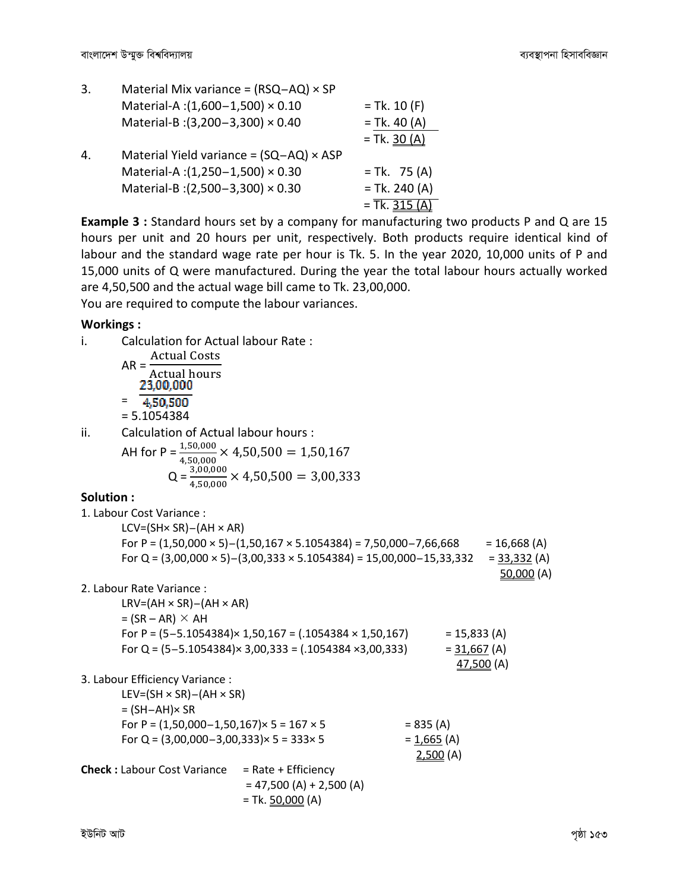3. Material Mix variance = (RSQ−AQ) × SP

Material-A :(1,600−1,500) × 0.10 = Tk. 10 (F)

Material-B :(3,200−3,300) × 0.40 = Tk. 40 (A)

= Tk. 30 (A)

4. Material Yield variance = (SQ−AQ) × ASP

Material-A :(1,250−1,500) × 0.30 = Tk. 75 (A)

Material-B :(2,500−3,300) × 0.30 = Tk. 240 (A)

= Tk. 315 (A)

**Example 3 :** Standard hours set by a company for manufacturing two products P and Q are 15 hours per unit and 20 hours per unit, respectively. Both products require identical kind of labour and the standard wage rate per hour is Tk. 5. In the year 2020, 10,000 units of P and 15,000 units of Q were manufactured. During the year the total labour hours actually worked are 4,50,500 and the actual wage bill came to Tk. 23,00,000.

You are required to compute the labour variances.

**Workings :**

i. Calculation for Actual labour Rate :

$$AR = \frac{\text{Actual Costs}}{\text{Actual hours}}$$

$$= \frac{23,00,000}{4,50,500}$$

$= 5.1054384$

ii. Calculation of Actual labour hours :

$$\text{AH for P} = \frac{1,50,000}{4,50,000} \times 4,50,500 = 1,50,167$$

$$Q = \frac{3,00,000}{4,50,000} \times 4,50,500 = 3,00,333$$

**Solution :**

1. Labour Cost Variance :

LCV=(SH× SR)−(AH × AR)

For P = (1,50,000 × 5)−(1,50,167 × 5.1054384) = 7,50,000−7,66,668 = 16,668 (A)

For Q = (3,00,000 × 5)−(3,00,333 × 5.1054384) = 15,00,000−15,33,332 = 33,332 (A)

50,000 (A)

2. Labour Rate Variance :

LRV=(AH × SR)−(AH × AR)

= (SR – AR) × AH

For P = (5−5.1054384)× 1,50,167 = (.1054384 × 1,50,167) = 15,833 (A)

For Q = (5−5.1054384)× 3,00,333 = (.1054384 ×3,00,333) = 31,667 (A)

47,500 (A)

3. Labour Efficiency Variance :

LEV=(SH × SR)−(AH × SR)

= (SH−AH)× SR

For P = (1,50,000−1,50,167)× 5 = 167 × 5 = 835 (A)

For Q = (3,00,000−3,00,333)× 5 = 333× 5 = 1,665 (A)

2,500 (A)

**Check :** Labour Cost Variance = Rate + Efficiency

= 47,500 (A) + 2,500 (A)

= Tk. 50,000 (A)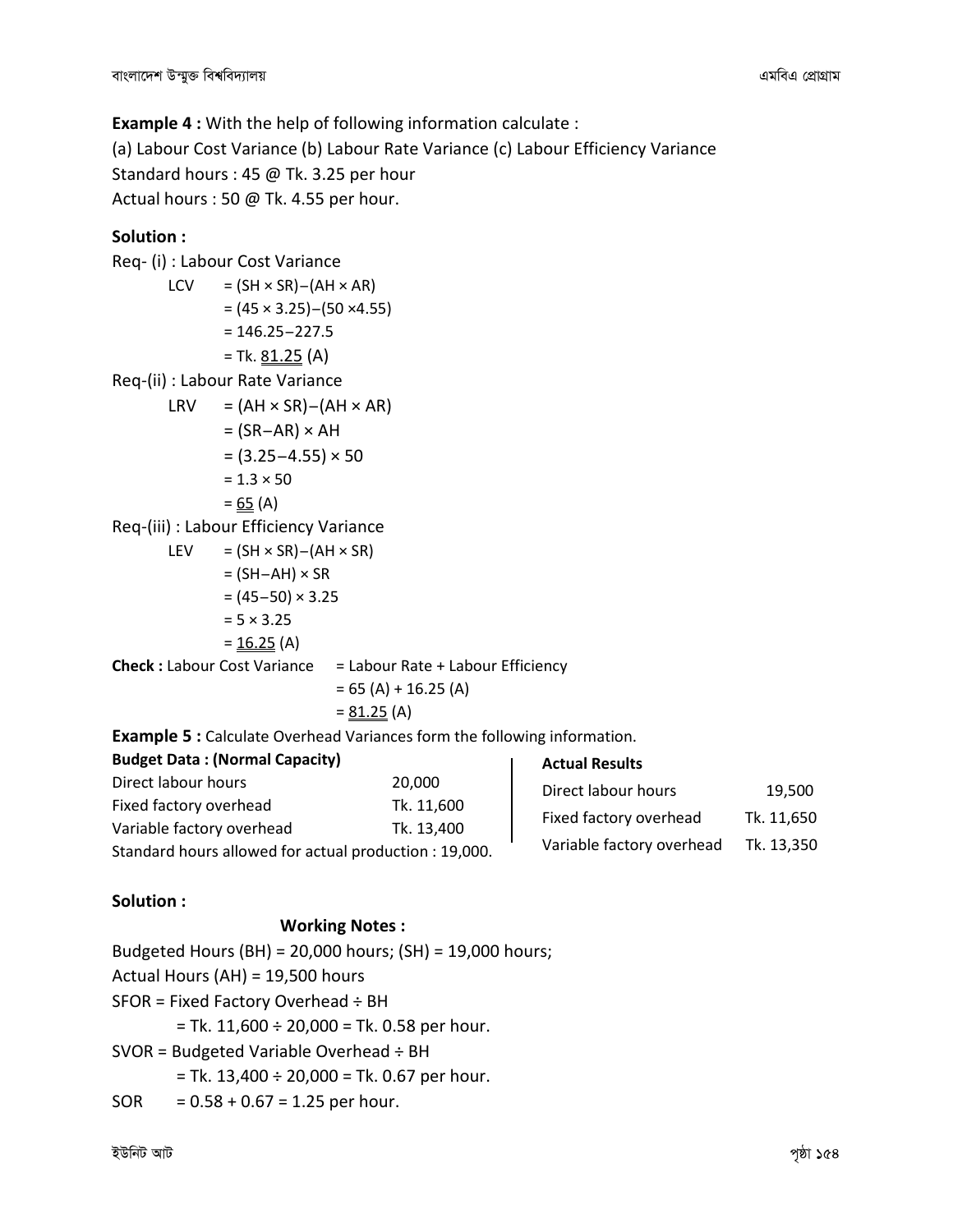**Example 4 :** With the help of following information calculate :

(a) Labour Cost Variance (b) Labour Rate Variance (c) Labour Efficiency Variance

Standard hours : 45 @ Tk. 3.25 per hour

Actual hours : 50 @ Tk. 4.55 per hour.

**Solution :**

Req- (i) : Labour Cost Variance

$$\begin{aligned} LCV &= (SH \times SR) - (AH \times AR) \\ &= (45 \times 3.25) - (50 \times 4.55) \\ &= 146.25 - 227.5 \\ &= \text{Tk. } \underline{81.25} \text{ (A)} \end{aligned}$$

Req-(ii) : Labour Rate Variance

$$\begin{aligned} LRV &= (AH \times SR) - (AH \times AR) \\ &= (SR - AR) \times AH \\ &= (3.25 - 4.55) \times 50 \\ &= 1.3 \times 50 \\ &= \underline{65} \text{ (A)} \end{aligned}$$

Req-(iii) : Labour Efficiency Variance

$$\begin{aligned} LEV &= (SH \times SR) - (AH \times SR) \\ &= (SH - AH) \times SR \\ &= (45 - 50) \times 3.25 \\ &= 5 \times 3.25 \\ &= \underline{16.25} \text{ (A)} \end{aligned}$$

**Check :** Labour Cost Variance = Labour Rate + Labour Efficiency

$$\begin{aligned} &= 65 \text{ (A)} + 16.25 \text{ (A)} \\ &= \underline{81.25} \text{ (A)} \end{aligned}$$

**Example 5 :** Calculate Overhead Variances form the following information.

| **Budget Data : (Normal Capacity)** | |
|---|---|
| Direct labour hours | 20,000 |
| Fixed factory overhead | Tk. 11,600 |
| Variable factory overhead | Tk. 13,400 |

Standard hours allowed for actual production : 19,000.

| **Actual Results** | |
|---|---|
| Direct labour hours | 19,500 |
| Fixed factory overhead | Tk. 11,650 |
| Variable factory overhead | Tk. 13,350 |

**Solution :**

**Working Notes :**

Budgeted Hours (BH) = 20,000 hours; (SH) = 19,000 hours;

Actual Hours (AH) = 19,500 hours

SFOR = Fixed Factory Overhead ÷ BH

= Tk. 11,600 ÷ 20,000 = Tk. 0.58 per hour.

SVOR = Budgeted Variable Overhead ÷ BH

= Tk. 13,400 ÷ 20,000 = Tk. 0.67 per hour.

SOR = 0.58 + 0.67 = 1.25 per hour.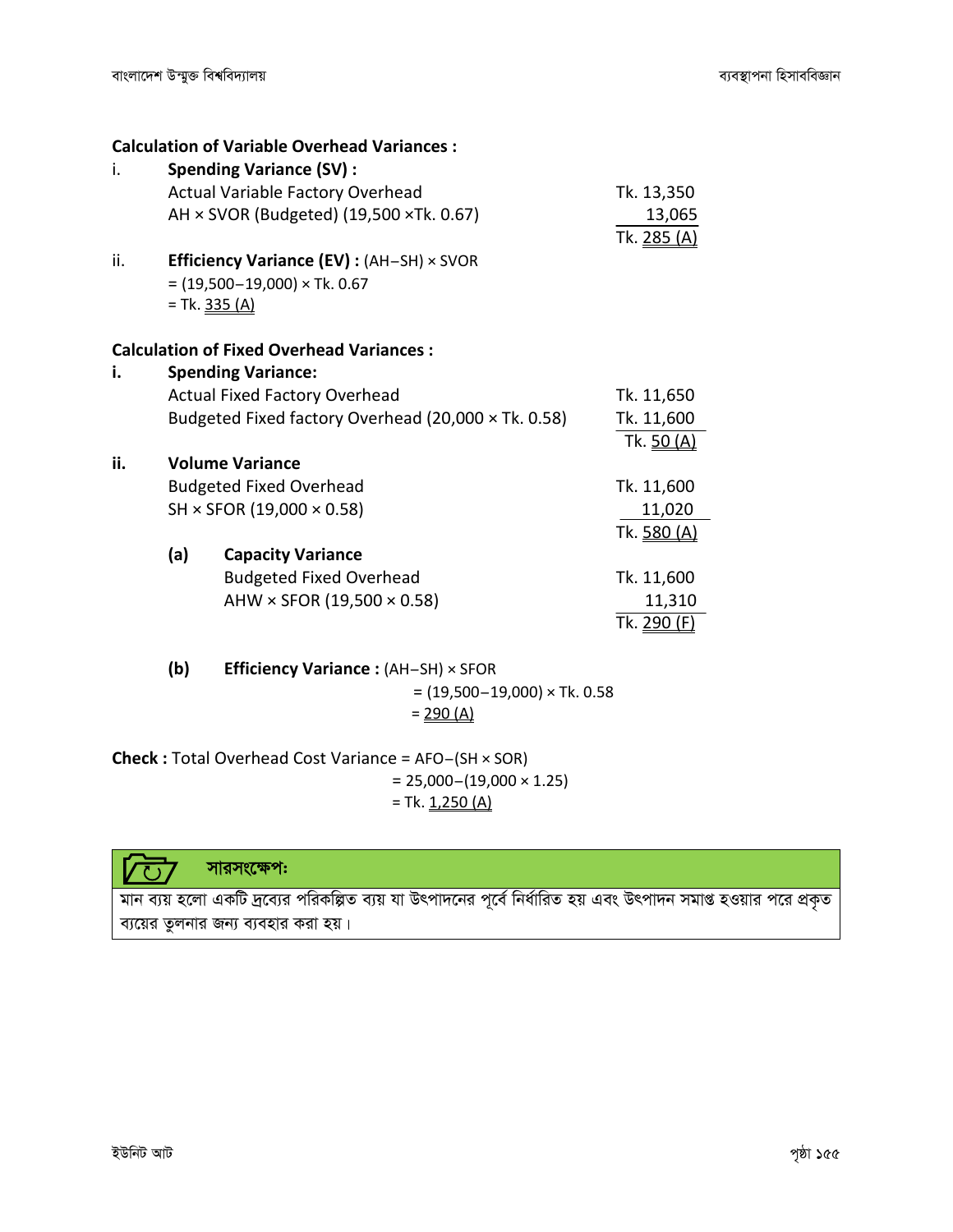**Calculation of Variable Overhead Variances :**

i. **Spending Variance (SV) :**

| | |
|---|---|
| Actual Variable Factory Overhead | Tk. 13,350 |
| AH × SVOR (Budgeted) (19,500 ×Tk. 0.67) | 13,065 |
| | Tk. <u>285 (A)</u> |

ii. **Efficiency Variance (EV) :** (AH−SH) × SVOR
= (19,500−19,000) × Tk. 0.67
= Tk. <u>335 (A)</u>

**Calculation of Fixed Overhead Variances :**

**i. Spending Variance:**

| | |
|---|---|
| Actual Fixed Factory Overhead | Tk. 11,650 |
| Budgeted Fixed factory Overhead (20,000 × Tk. 0.58) | Tk. 11,600 |
| | Tk. <u>50 (A)</u> |

**ii. Volume Variance**

| | |
|---|---|
| Budgeted Fixed Overhead | Tk. 11,600 |
| SH × SFOR (19,000 × 0.58) | 11,020 |
| | Tk. <u>580 (A)</u> |

**(a) Capacity Variance**

| | |
|---|---|
| Budgeted Fixed Overhead | Tk. 11,600 |
| AHW × SFOR (19,500 × 0.58) | 11,310 |
| | Tk. <u>290 (F)</u> |

**(b) Efficiency Variance :** (AH−SH) × SFOR
= (19,500−19,000) × Tk. 0.58
= <u>290 (A)</u>

**Check :** Total Overhead Cost Variance = AFO−(SH × SOR)
= 25,000−(19,000 × 1.25)
= Tk. <u>1,250 (A)</u>

**সারসংক্ষেপঃ**

মান ব্যয় হলো একটি দ্রব্যের পরিকল্পিত ব্যয় যা উৎপাদনের পূর্বে নির্ধারিত হয় এবং উৎপাদন সমাপ্ত হওয়ার পরে প্রকৃত ব্যয়ের তুলনার জন্য ব্যবহার করা হয়।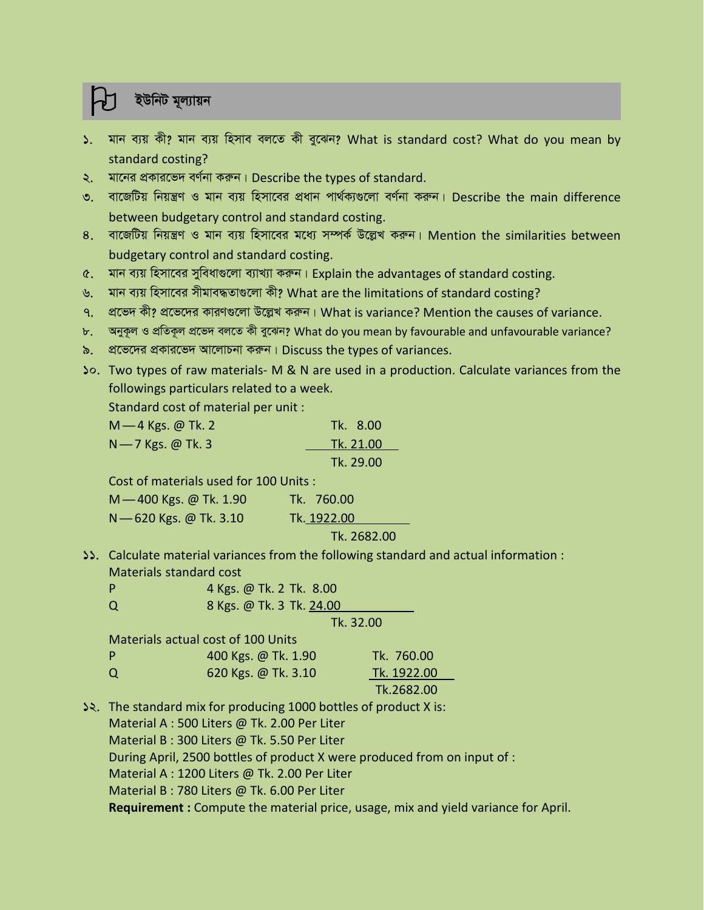## ইউনিট মূল্যায়ন

১. মান ব্যয় কী? মান ব্যয় হিসাব বলতে কী বুঝেন? What is standard cost? What do you mean by standard costing?

২. মানের প্রকারভেদ বর্ণনা করুন। Describe the types of standard.

৩. বাজেটিয় নিয়ন্ত্রণ ও মান ব্যয় হিসাবের প্রধান পার্থক্যগুলো বর্ণনা করুন। Describe the main difference between budgetary control and standard costing.

৪. বাজেটিয় নিয়ন্ত্রণ ও মান ব্যয় হিসাবের মধ্যে সম্পর্ক উল্লেখ করুন। Mention the similarities between budgetary control and standard costing.

৫. মান ব্যয় হিসাবের সুবিধাগুলো ব্যাখ্যা করুন। Explain the advantages of standard costing.

৬. মান ব্যয় হিসাবের সীমাবদ্ধতাগুলো কী? What are the limitations of standard costing?

৭. প্রভেদ কী? প্রভেদের কারণগুলো উল্লেখ করুন। What is variance? Mention the causes of variance.

৮. অনুকূল ও প্রতিকূল প্রভেদ বলতে কী বুঝেন? What do you mean by favourable and unfavourable variance?

৯. প্রভেদের প্রকারভেদ আলোচনা করুন। Discuss the types of variances.

১০. Two types of raw materials- M & N are used in a production. Calculate variances from the followings particulars related to a week.

Standard cost of material per unit :

| | |
|---|---|
| M — 4 Kgs. @ Tk. 2 | Tk. 8.00 |
| N — 7 Kgs. @ Tk. 3 | Tk. 21.00 |
| | Tk. 29.00 |

Cost of materials used for 100 Units :

| | |
|---|---|
| M — 400 Kgs. @ Tk. 1.90 | Tk. 760.00 |
| N — 620 Kgs. @ Tk. 3.10 | Tk. 1922.00 |
| | Tk. 2682.00 |

১১. Calculate material variances from the following standard and actual information :

Materials standard cost

| | | |
|---|---|---|
| P | 4 Kgs. @ Tk. 2 | Tk. 8.00 |
| Q | 8 Kgs. @ Tk. 3 | Tk. 24.00 |
| | | Tk. 32.00 |

Materials actual cost of 100 Units

| | | |
|---|---|---|
| P | 400 Kgs. @ Tk. 1.90 | Tk. 760.00 |
| Q | 620 Kgs. @ Tk. 3.10 | Tk. 1922.00 |
| | | Tk.2682.00 |

১২. The standard mix for producing 1000 bottles of product X is:

Material A : 500 Liters @ Tk. 2.00 Per Liter
Material B : 300 Liters @ Tk. 5.50 Per Liter

During April, 2500 bottles of product X were produced from on input of :

Material A : 1200 Liters @ Tk. 2.00 Per Liter
Material B : 780 Liters @ Tk. 6.00 Per Liter

**Requirement :** Compute the material price, usage, mix and yield variance for April.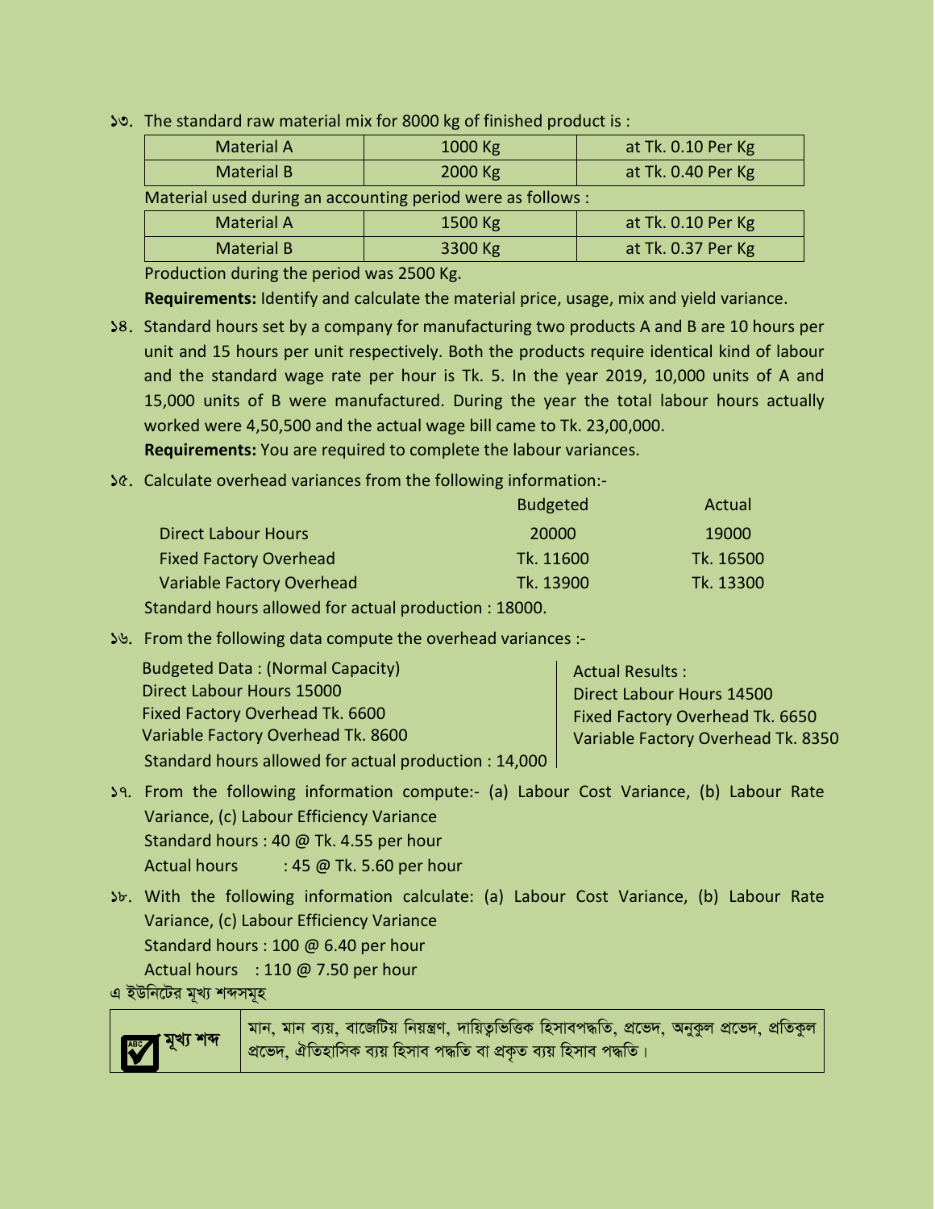১৩. The standard raw material mix for 8000 kg of finished product is :

| | | |
|---|---|---|
| Material A | 1000 Kg | at Tk. 0.10 Per Kg |
| Material B | 2000 Kg | at Tk. 0.40 Per Kg |

Material used during an accounting period were as follows :

| | | |
|---|---|---|
| Material A | 1500 Kg | at Tk. 0.10 Per Kg |
| Material B | 3300 Kg | at Tk. 0.37 Per Kg |

Production during the period was 2500 Kg.

**Requirements:** Identify and calculate the material price, usage, mix and yield variance.

১৪. Standard hours set by a company for manufacturing two products A and B are 10 hours per unit and 15 hours per unit respectively. Both the products require identical kind of labour and the standard wage rate per hour is Tk. 5. In the year 2019, 10,000 units of A and 15,000 units of B were manufactured. During the year the total labour hours actually worked were 4,50,500 and the actual wage bill came to Tk. 23,00,000.

**Requirements:** You are required to complete the labour variances.

১৫. Calculate overhead variances from the following information:-

| | Budgeted | Actual |
|---|---|---|
| Direct Labour Hours | 20000 | 19000 |
| Fixed Factory Overhead | Tk. 11600 | Tk. 16500 |
| Variable Factory Overhead | Tk. 13900 | Tk. 13300 |

Standard hours allowed for actual production : 18000.

১৬. From the following data compute the overhead variances :-

| Budgeted Data : (Normal Capacity) | Actual Results : |
|---|---|
| Direct Labour Hours 15000 | Direct Labour Hours 14500 |
| Fixed Factory Overhead Tk. 6600 | Fixed Factory Overhead Tk. 6650 |
| Variable Factory Overhead Tk. 8600 | Variable Factory Overhead Tk. 8350 |
| Standard hours allowed for actual production : 14,000 | |

১৭. From the following information compute:- (a) Labour Cost Variance, (b) Labour Rate Variance, (c) Labour Efficiency Variance

Standard hours : 40 @ Tk. 4.55 per hour

Actual hours : 45 @ Tk. 5.60 per hour

১৮. With the following information calculate: (a) Labour Cost Variance, (b) Labour Rate Variance, (c) Labour Efficiency Variance

Standard hours : 100 @ 6.40 per hour

Actual hours : 110 @ 7.50 per hour

এ ইউনিটের মূখ্য শব্দসমূহ

| | |
|---|---|
| মূখ্য শব্দ | মান, মান ব্যয়, বাজেটিয় নিয়ন্ত্রণ, দায়িত্বভিত্তিক হিসাবপদ্ধতি, প্রভেদ, অনুকূল প্রভেদ, প্রতিকুল প্রভেদ, ঐতিহাসিক ব্যয় হিসাব পদ্ধতি বা প্রকৃত ব্যয় হিসাব পদ্ধতি। |